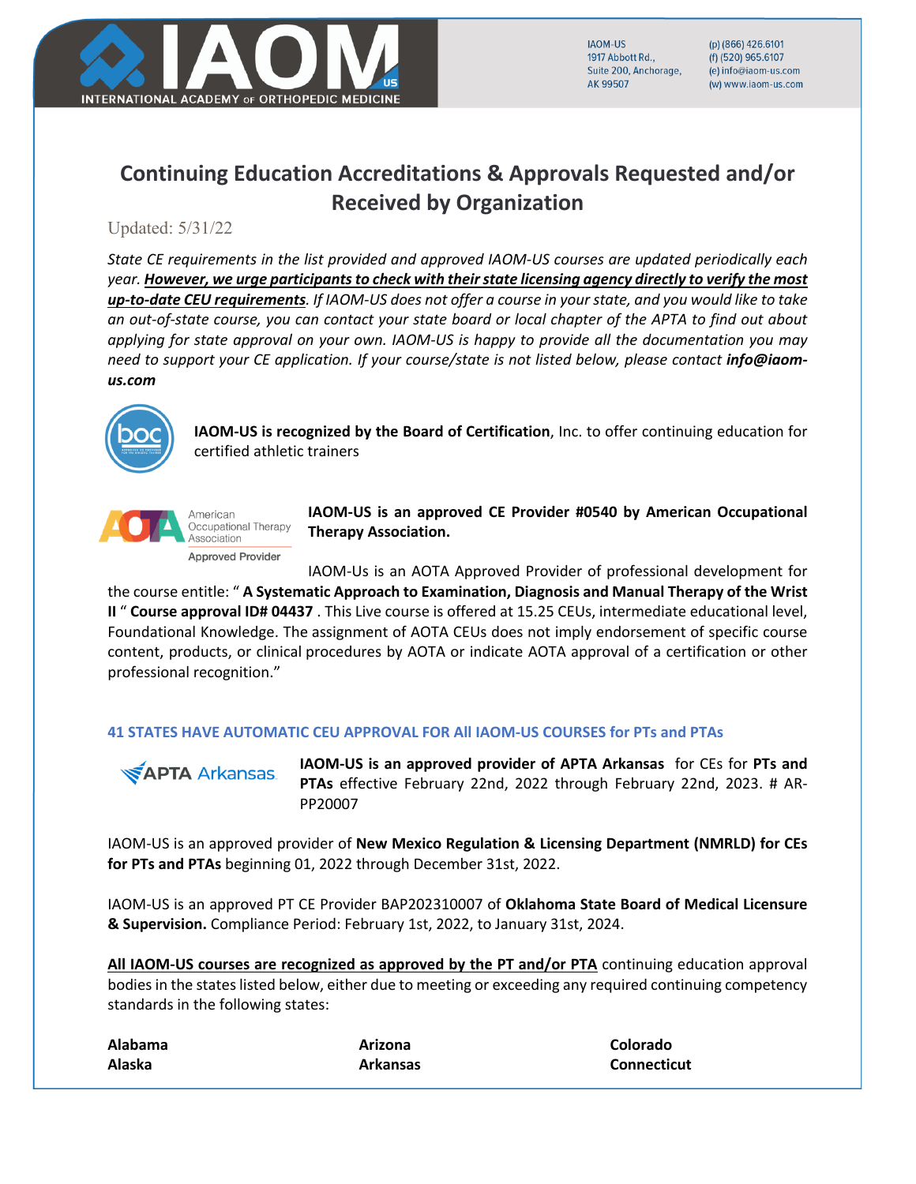IAOM-US
1917 Abbott Rd.,
Suite 200, Anchorage,
AK 99507

(p) (866) 426.6101
(f) (520) 965.6107
(e) info@iaom-us.com
(w) www.iaom-us.com

# Continuing Education Accreditations & Approvals Requested and/or Received by Organization

Updated: 5/31/22

*State CE requirements in the list provided and approved IAOM-US courses are updated periodically each year.* ***However, we urge participants to check with their state licensing agency directly to verify the most up-to-date CEU requirements****. If IAOM-US does not offer a course in your state, and you would like to take an out-of-state course, you can contact your state board or local chapter of the APTA to find out about applying for state approval on your own. IAOM-US is happy to provide all the documentation you may need to support your CE application. If your course/state is not listed below, please contact* ***info@iaom-us.com***

**IAOM-US is recognized by the Board of Certification**, Inc. to offer continuing education for certified athletic trainers

**IAOM-US is an approved CE Provider #0540 by American Occupational Therapy Association.**

IAOM-Us is an AOTA Approved Provider of professional development for the course entitle: " **A Systematic Approach to Examination, Diagnosis and Manual Therapy of the Wrist II** " **Course approval ID# 04437** . This Live course is offered at 15.25 CEUs, intermediate educational level, Foundational Knowledge. The assignment of AOTA CEUs does not imply endorsement of specific course content, products, or clinical procedures by AOTA or indicate AOTA approval of a certification or other professional recognition."

### 41 STATES HAVE AUTOMATIC CEU APPROVAL FOR All IAOM-US COURSES for PTs and PTAs

**IAOM-US is an approved provider of APTA Arkansas** for CEs for **PTs and PTAs** effective February 22nd, 2022 through February 22nd, 2023. # AR-PP20007

IAOM-US is an approved provider of **New Mexico Regulation & Licensing Department (NMRLD) for CEs for PTs and PTAs** beginning 01, 2022 through December 31st, 2022.

IAOM-US is an approved PT CE Provider BAP202310007 of **Oklahoma State Board of Medical Licensure & Supervision.** Compliance Period: February 1st, 2022, to January 31st, 2024.

**All IAOM-US courses are recognized as approved by the PT and/or PTA** continuing education approval bodies in the states listed below, either due to meeting or exceeding any required continuing competency standards in the following states:

**Alabama**
**Alaska**
**Arizona**
**Arkansas**
**Colorado**
**Connecticut**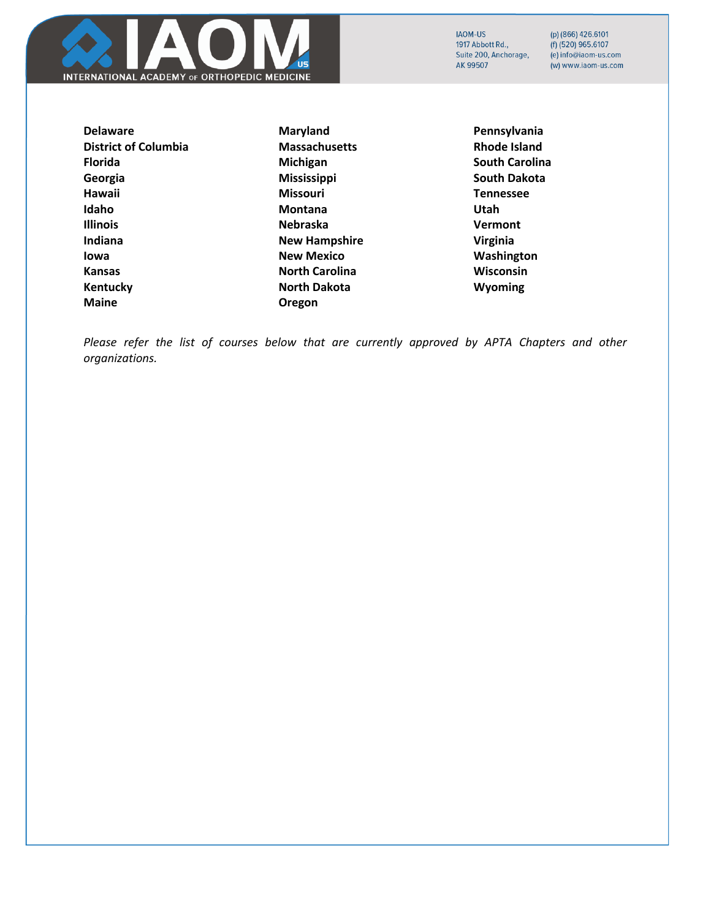**Delaware**
**District of Columbia**
**Florida**
**Georgia**
**Hawaii**
**Idaho**
**Illinois**
**Indiana**
**Iowa**
**Kansas**
**Kentucky**
**Maine**
**Maryland**
**Massachusetts**
**Michigan**
**Mississippi**
**Missouri**
**Montana**
**Nebraska**
**New Hampshire**
**New Mexico**
**North Carolina**
**North Dakota**
**Oregon**
**Pennsylvania**
**Rhode Island**
**South Carolina**
**South Dakota**
**Tennessee**
**Utah**
**Vermont**
**Virginia**
**Washington**
**Wisconsin**
**Wyoming**

*Please refer the list of courses below that are currently approved by APTA Chapters and other organizations.*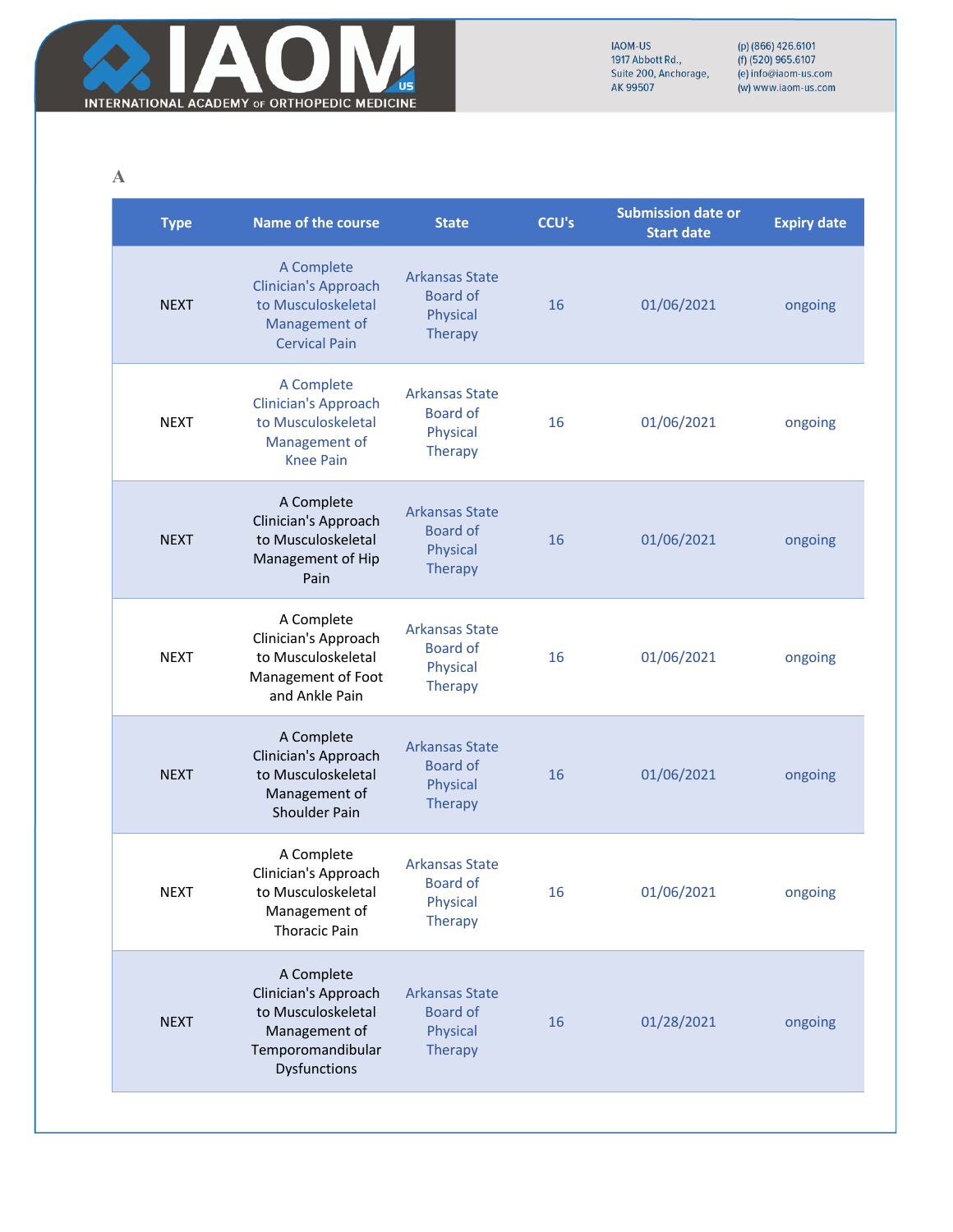A

| Type | Name of the course | State | CCU's | Submission date or Start date | Expiry date |
|---|---|---|---|---|---|
| NEXT | A Complete Clinician's Approach to Musculoskeletal Management of Cervical Pain | Arkansas State Board of Physical Therapy | 16 | 01/06/2021 | ongoing |
| NEXT | A Complete Clinician's Approach to Musculoskeletal Management of Knee Pain | Arkansas State Board of Physical Therapy | 16 | 01/06/2021 | ongoing |
| NEXT | A Complete Clinician's Approach to Musculoskeletal Management of Hip Pain | Arkansas State Board of Physical Therapy | 16 | 01/06/2021 | ongoing |
| NEXT | A Complete Clinician's Approach to Musculoskeletal Management of Foot and Ankle Pain | Arkansas State Board of Physical Therapy | 16 | 01/06/2021 | ongoing |
| NEXT | A Complete Clinician's Approach to Musculoskeletal Management of Shoulder Pain | Arkansas State Board of Physical Therapy | 16 | 01/06/2021 | ongoing |
| NEXT | A Complete Clinician's Approach to Musculoskeletal Management of Thoracic Pain | Arkansas State Board of Physical Therapy | 16 | 01/06/2021 | ongoing |
| NEXT | A Complete Clinician's Approach to Musculoskeletal Management of Temporomandibular Dysfunctions | Arkansas State Board of Physical Therapy | 16 | 01/28/2021 | ongoing |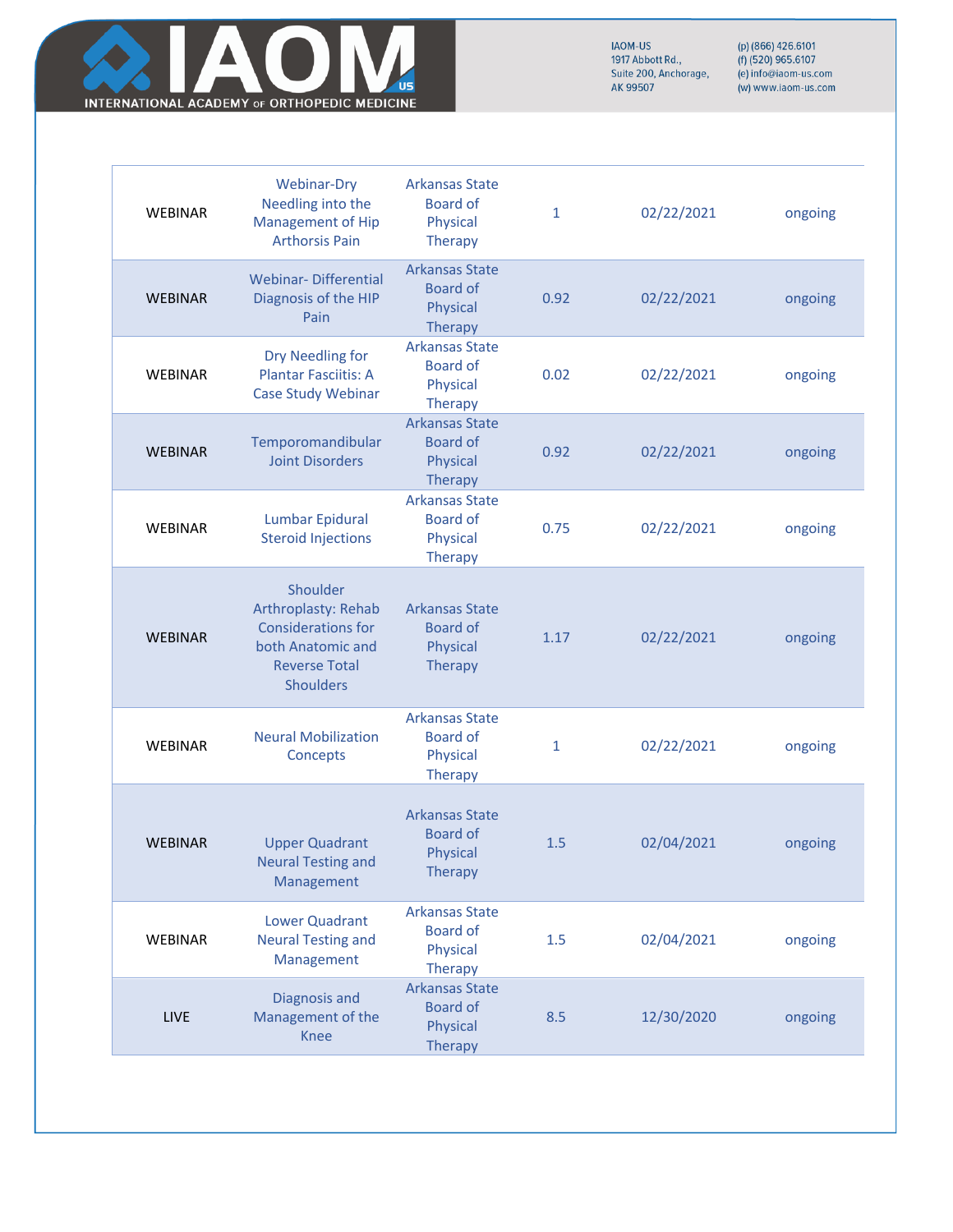| | | | | | |
|---|---|---|---|---|---|
| WEBINAR | Webinar-Dry Needling into the Management of Hip Arthorsis Pain | Arkansas State Board of Physical Therapy | 1 | 02/22/2021 | ongoing |
| WEBINAR | Webinar- Differential Diagnosis of the HIP Pain | Arkansas State Board of Physical Therapy | 0.92 | 02/22/2021 | ongoing |
| WEBINAR | Dry Needling for Plantar Fasciitis: A Case Study Webinar | Arkansas State Board of Physical Therapy | 0.02 | 02/22/2021 | ongoing |
| WEBINAR | Temporomandibular Joint Disorders | Arkansas State Board of Physical Therapy | 0.92 | 02/22/2021 | ongoing |
| WEBINAR | Lumbar Epidural Steroid Injections | Arkansas State Board of Physical Therapy | 0.75 | 02/22/2021 | ongoing |
| WEBINAR | Shoulder Arthroplasty: Rehab Considerations for both Anatomic and Reverse Total Shoulders | Arkansas State Board of Physical Therapy | 1.17 | 02/22/2021 | ongoing |
| WEBINAR | Neural Mobilization Concepts | Arkansas State Board of Physical Therapy | 1 | 02/22/2021 | ongoing |
| WEBINAR | Upper Quadrant Neural Testing and Management | Arkansas State Board of Physical Therapy | 1.5 | 02/04/2021 | ongoing |
| WEBINAR | Lower Quadrant Neural Testing and Management | Arkansas State Board of Physical Therapy | 1.5 | 02/04/2021 | ongoing |
| LIVE | Diagnosis and Management of the Knee | Arkansas State Board of Physical Therapy | 8.5 | 12/30/2020 | ongoing |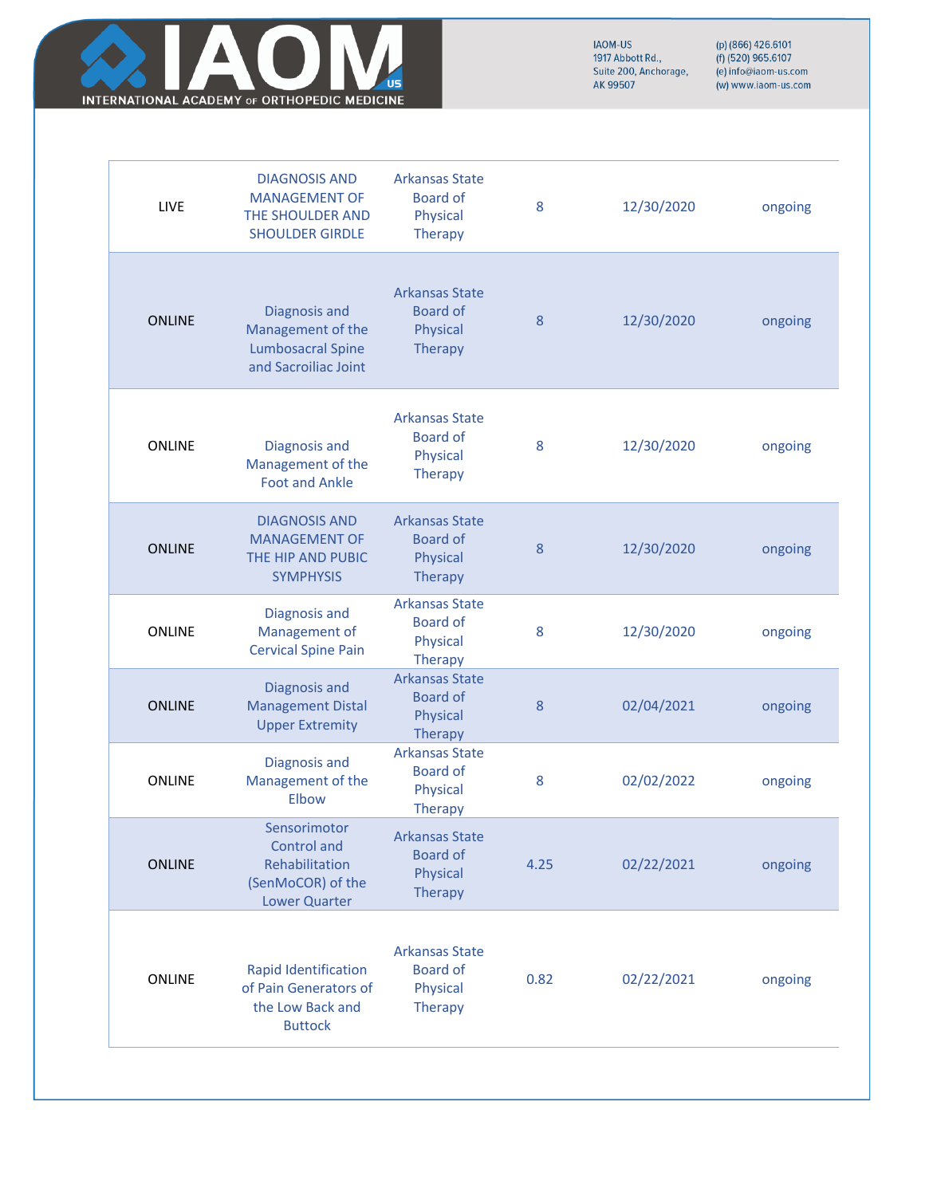| | | | | | |
|---|---|---|---|---|---|
| LIVE | DIAGNOSIS AND MANAGEMENT OF THE SHOULDER AND SHOULDER GIRDLE | Arkansas State Board of Physical Therapy | 8 | 12/30/2020 | ongoing |
| ONLINE | Diagnosis and Management of the Lumbosacral Spine and Sacroiliac Joint | Arkansas State Board of Physical Therapy | 8 | 12/30/2020 | ongoing |
| ONLINE | Diagnosis and Management of the Foot and Ankle | Arkansas State Board of Physical Therapy | 8 | 12/30/2020 | ongoing |
| ONLINE | DIAGNOSIS AND MANAGEMENT OF THE HIP AND PUBIC SYMPHYSIS | Arkansas State Board of Physical Therapy | 8 | 12/30/2020 | ongoing |
| ONLINE | Diagnosis and Management of Cervical Spine Pain | Arkansas State Board of Physical Therapy | 8 | 12/30/2020 | ongoing |
| ONLINE | Diagnosis and Management Distal Upper Extremity | Arkansas State Board of Physical Therapy | 8 | 02/04/2021 | ongoing |
| ONLINE | Diagnosis and Management of the Elbow | Arkansas State Board of Physical Therapy | 8 | 02/02/2022 | ongoing |
| ONLINE | Sensorimotor Control and Rehabilitation (SenMoCOR) of the Lower Quarter | Arkansas State Board of Physical Therapy | 4.25 | 02/22/2021 | ongoing |
| ONLINE | Rapid Identification of Pain Generators of the Low Back and Buttock | Arkansas State Board of Physical Therapy | 0.82 | 02/22/2021 | ongoing |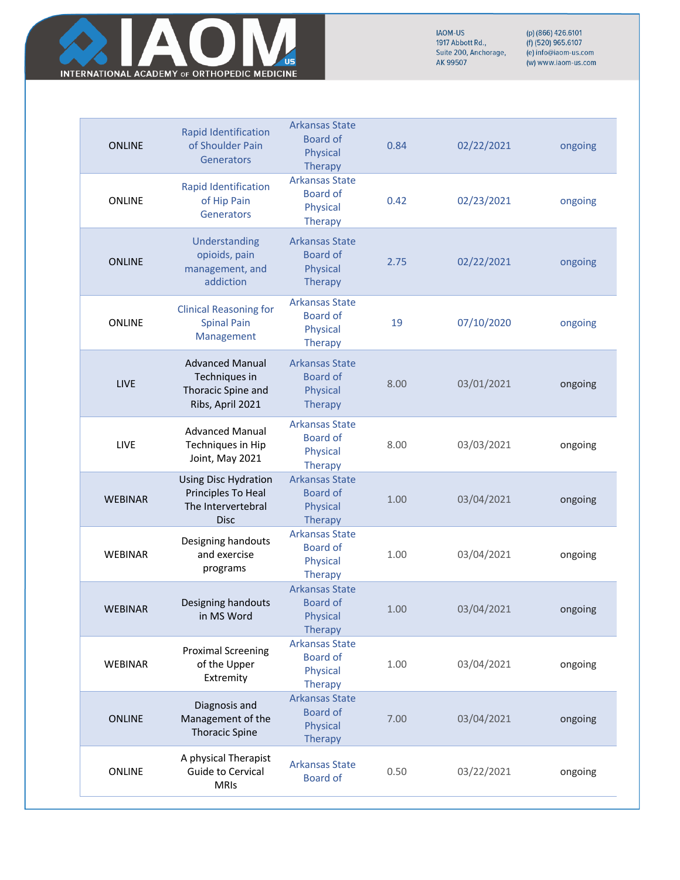| ONLINE | Rapid Identification of Shoulder Pain Generators | Arkansas State Board of Physical Therapy | 0.84 | 02/22/2021 | ongoing |
|---|---|---|---|---|---|
| ONLINE | Rapid Identification of Hip Pain Generators | Arkansas State Board of Physical Therapy | 0.42 | 02/23/2021 | ongoing |
| ONLINE | Understanding opioids, pain management, and addiction | Arkansas State Board of Physical Therapy | 2.75 | 02/22/2021 | ongoing |
| ONLINE | Clinical Reasoning for Spinal Pain Management | Arkansas State Board of Physical Therapy | 19 | 07/10/2020 | ongoing |
| LIVE | Advanced Manual Techniques in Thoracic Spine and Ribs, April 2021 | Arkansas State Board of Physical Therapy | 8.00 | 03/01/2021 | ongoing |
| LIVE | Advanced Manual Techniques in Hip Joint, May 2021 | Arkansas State Board of Physical Therapy | 8.00 | 03/03/2021 | ongoing |
| WEBINAR | Using Disc Hydration Principles To Heal The Intervertebral Disc | Arkansas State Board of Physical Therapy | 1.00 | 03/04/2021 | ongoing |
| WEBINAR | Designing handouts and exercise programs | Arkansas State Board of Physical Therapy | 1.00 | 03/04/2021 | ongoing |
| WEBINAR | Designing handouts in MS Word | Arkansas State Board of Physical Therapy | 1.00 | 03/04/2021 | ongoing |
| WEBINAR | Proximal Screening of the Upper Extremity | Arkansas State Board of Physical Therapy | 1.00 | 03/04/2021 | ongoing |
| ONLINE | Diagnosis and Management of the Thoracic Spine | Arkansas State Board of Physical Therapy | 7.00 | 03/04/2021 | ongoing |
| ONLINE | A physical Therapist Guide to Cervical MRIs | Arkansas State Board of | 0.50 | 03/22/2021 | ongoing |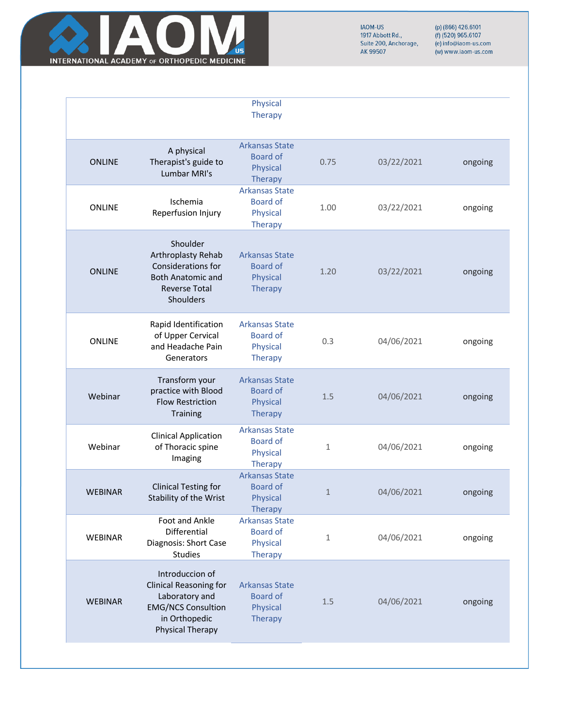| | | | | | |
|---|---|---|---|---|---|
| | | Physical Therapy | | | |
| ONLINE | A physical Therapist's guide to Lumbar MRI's | Arkansas State Board of Physical Therapy | 0.75 | 03/22/2021 | ongoing |
| ONLINE | Ischemia Reperfusion Injury | Arkansas State Board of Physical Therapy | 1.00 | 03/22/2021 | ongoing |
| ONLINE | Shoulder Arthroplasty Rehab Considerations for Both Anatomic and Reverse Total Shoulders | Arkansas State Board of Physical Therapy | 1.20 | 03/22/2021 | ongoing |
| ONLINE | Rapid Identification of Upper Cervical and Headache Pain Generators | Arkansas State Board of Physical Therapy | 0.3 | 04/06/2021 | ongoing |
| Webinar | Transform your practice with Blood Flow Restriction Training | Arkansas State Board of Physical Therapy | 1.5 | 04/06/2021 | ongoing |
| Webinar | Clinical Application of Thoracic spine Imaging | Arkansas State Board of Physical Therapy | 1 | 04/06/2021 | ongoing |
| WEBINAR | Clinical Testing for Stability of the Wrist | Arkansas State Board of Physical Therapy | 1 | 04/06/2021 | ongoing |
| WEBINAR | Foot and Ankle Differential Diagnosis: Short Case Studies | Arkansas State Board of Physical Therapy | 1 | 04/06/2021 | ongoing |
| WEBINAR | Introduccion of Clinical Reasoning for Laboratory and EMG/NCS Consultion in Orthopedic Physical Therapy | Arkansas State Board of Physical Therapy | 1.5 | 04/06/2021 | ongoing |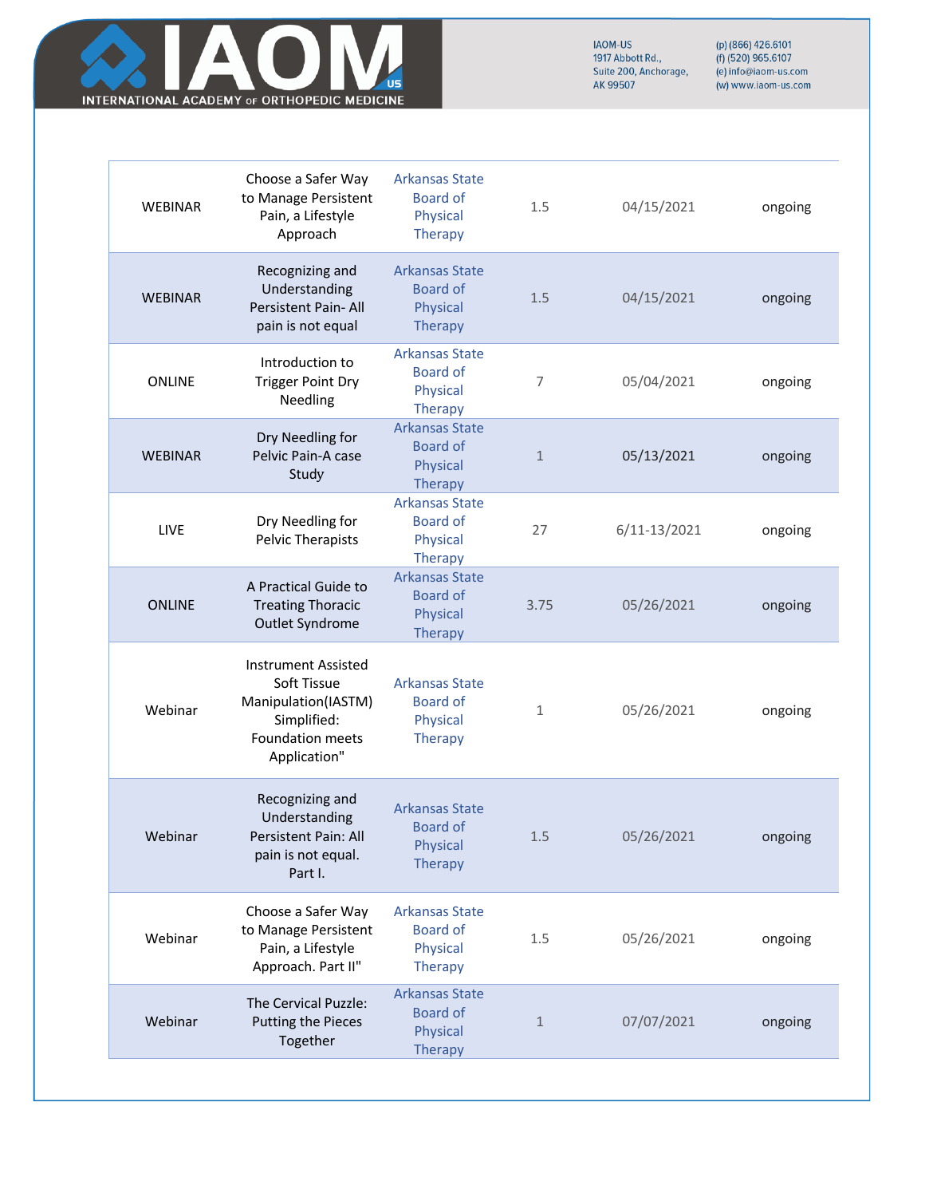| | | | | | |
|---|---|---|---|---|---|
| WEBINAR | Choose a Safer Way to Manage Persistent Pain, a Lifestyle Approach | Arkansas State Board of Physical Therapy | 1.5 | 04/15/2021 | ongoing |
| WEBINAR | Recognizing and Understanding Persistent Pain- All pain is not equal | Arkansas State Board of Physical Therapy | 1.5 | 04/15/2021 | ongoing |
| ONLINE | Introduction to Trigger Point Dry Needling | Arkansas State Board of Physical Therapy | 7 | 05/04/2021 | ongoing |
| WEBINAR | Dry Needling for Pelvic Pain-A case Study | Arkansas State Board of Physical Therapy | 1 | 05/13/2021 | ongoing |
| LIVE | Dry Needling for Pelvic Therapists | Arkansas State Board of Physical Therapy | 27 | 6/11-13/2021 | ongoing |
| ONLINE | A Practical Guide to Treating Thoracic Outlet Syndrome | Arkansas State Board of Physical Therapy | 3.75 | 05/26/2021 | ongoing |
| Webinar | Instrument Assisted Soft Tissue Manipulation(IASTM) Simplified: Foundation meets Application" | Arkansas State Board of Physical Therapy | 1 | 05/26/2021 | ongoing |
| Webinar | Recognizing and Understanding Persistent Pain: All pain is not equal. Part I. | Arkansas State Board of Physical Therapy | 1.5 | 05/26/2021 | ongoing |
| Webinar | Choose a Safer Way to Manage Persistent Pain, a Lifestyle Approach. Part II" | Arkansas State Board of Physical Therapy | 1.5 | 05/26/2021 | ongoing |
| Webinar | The Cervical Puzzle: Putting the Pieces Together | Arkansas State Board of Physical Therapy | 1 | 07/07/2021 | ongoing |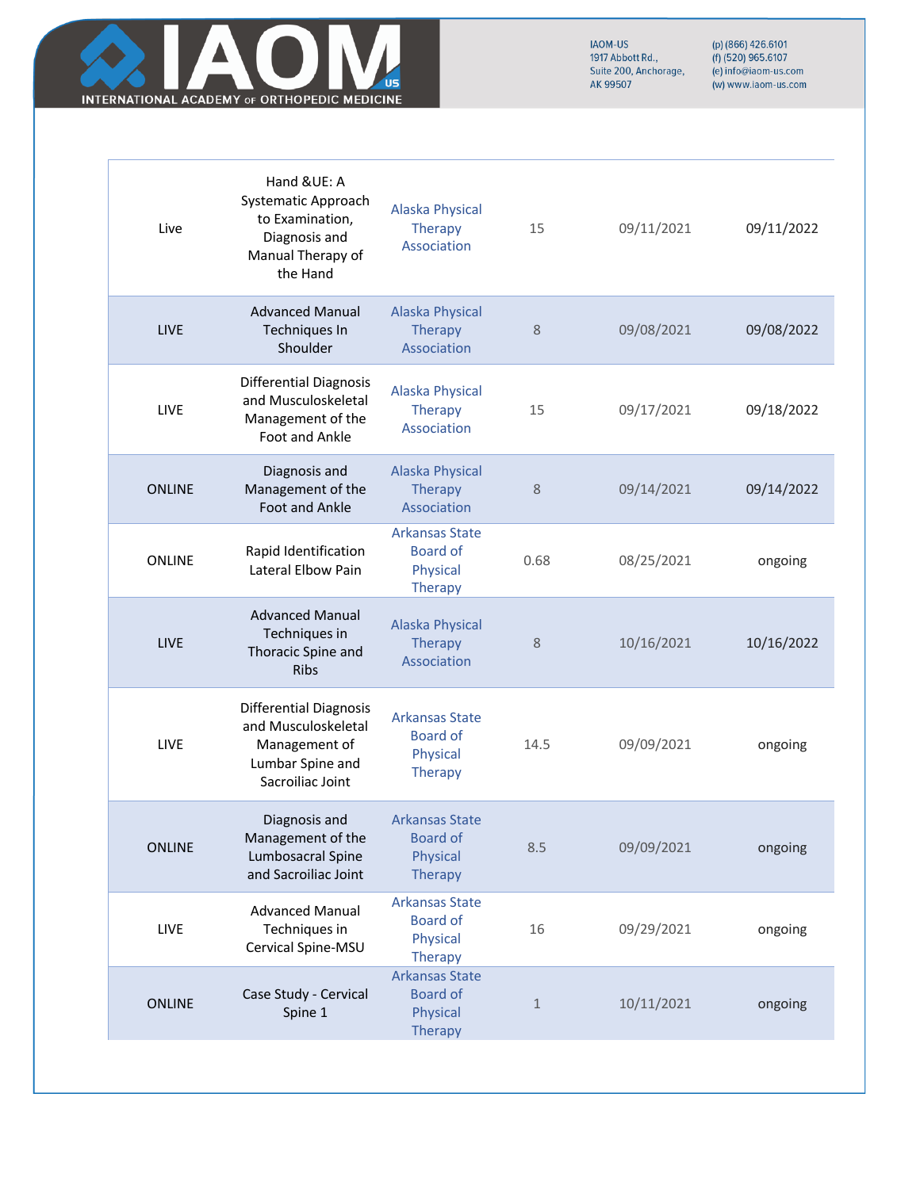| | | | | | |
|---|---|---|---|---|---|
| Live | Hand &UE: A Systematic Approach to Examination, Diagnosis and Manual Therapy of the Hand | Alaska Physical Therapy Association | 15 | 09/11/2021 | 09/11/2022 |
| LIVE | Advanced Manual Techniques In Shoulder | Alaska Physical Therapy Association | 8 | 09/08/2021 | 09/08/2022 |
| LIVE | Differential Diagnosis and Musculoskeletal Management of the Foot and Ankle | Alaska Physical Therapy Association | 15 | 09/17/2021 | 09/18/2022 |
| ONLINE | Diagnosis and Management of the Foot and Ankle | Alaska Physical Therapy Association | 8 | 09/14/2021 | 09/14/2022 |
| ONLINE | Rapid Identification Lateral Elbow Pain | Arkansas State Board of Physical Therapy | 0.68 | 08/25/2021 | ongoing |
| LIVE | Advanced Manual Techniques in Thoracic Spine and Ribs | Alaska Physical Therapy Association | 8 | 10/16/2021 | 10/16/2022 |
| LIVE | Differential Diagnosis and Musculoskeletal Management of Lumbar Spine and Sacroiliac Joint | Arkansas State Board of Physical Therapy | 14.5 | 09/09/2021 | ongoing |
| ONLINE | Diagnosis and Management of the Lumbosacral Spine and Sacroiliac Joint | Arkansas State Board of Physical Therapy | 8.5 | 09/09/2021 | ongoing |
| LIVE | Advanced Manual Techniques in Cervical Spine-MSU | Arkansas State Board of Physical Therapy | 16 | 09/29/2021 | ongoing |
| ONLINE | Case Study - Cervical Spine 1 | Arkansas State Board of Physical Therapy | 1 | 10/11/2021 | ongoing |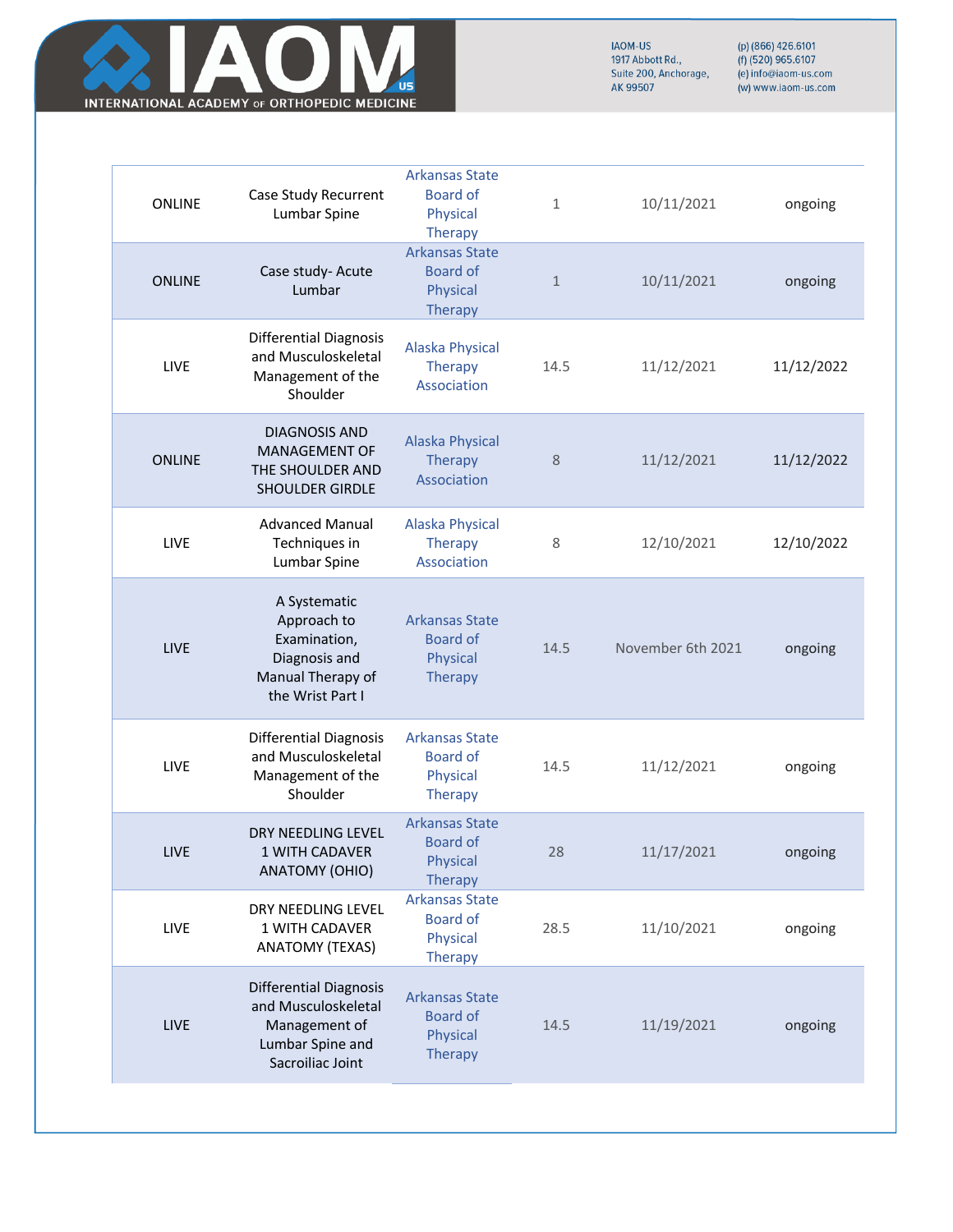| | | | | | |
|---|---|---|---|---|---|
| ONLINE | Case Study Recurrent Lumbar Spine | Arkansas State Board of Physical Therapy | 1 | 10/11/2021 | ongoing |
| ONLINE | Case study- Acute Lumbar | Arkansas State Board of Physical Therapy | 1 | 10/11/2021 | ongoing |
| LIVE | Differential Diagnosis and Musculoskeletal Management of the Shoulder | Alaska Physical Therapy Association | 14.5 | 11/12/2021 | 11/12/2022 |
| ONLINE | DIAGNOSIS AND MANAGEMENT OF THE SHOULDER AND SHOULDER GIRDLE | Alaska Physical Therapy Association | 8 | 11/12/2021 | 11/12/2022 |
| LIVE | Advanced Manual Techniques in Lumbar Spine | Alaska Physical Therapy Association | 8 | 12/10/2021 | 12/10/2022 |
| LIVE | A Systematic Approach to Examination, Diagnosis and Manual Therapy of the Wrist Part I | Arkansas State Board of Physical Therapy | 14.5 | November 6th 2021 | ongoing |
| LIVE | Differential Diagnosis and Musculoskeletal Management of the Shoulder | Arkansas State Board of Physical Therapy | 14.5 | 11/12/2021 | ongoing |
| LIVE | DRY NEEDLING LEVEL 1 WITH CADAVER ANATOMY (OHIO) | Arkansas State Board of Physical Therapy | 28 | 11/17/2021 | ongoing |
| LIVE | DRY NEEDLING LEVEL 1 WITH CADAVER ANATOMY (TEXAS) | Arkansas State Board of Physical Therapy | 28.5 | 11/10/2021 | ongoing |
| LIVE | Differential Diagnosis and Musculoskeletal Management of Lumbar Spine and Sacroiliac Joint | Arkansas State Board of Physical Therapy | 14.5 | 11/19/2021 | ongoing |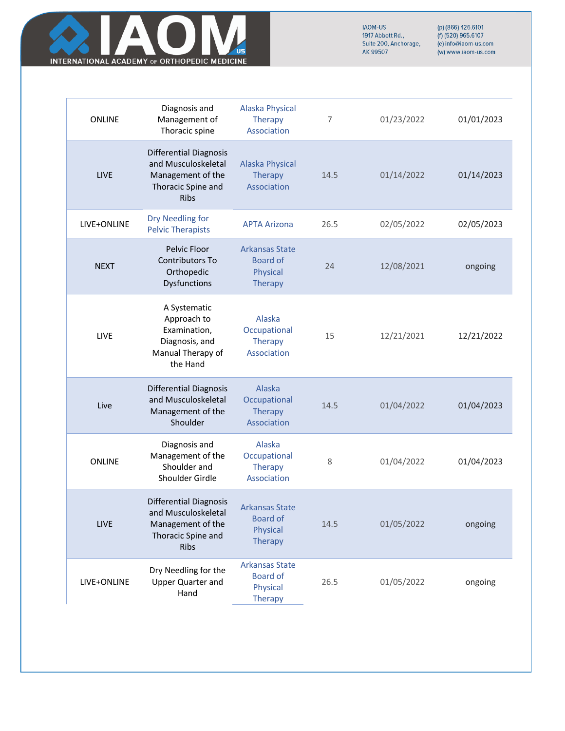| | | | | | |
|---|---|---|---|---|---|
| ONLINE | Diagnosis and Management of Thoracic spine | Alaska Physical Therapy Association | 7 | 01/23/2022 | 01/01/2023 |
| LIVE | Differential Diagnosis and Musculoskeletal Management of the Thoracic Spine and Ribs | Alaska Physical Therapy Association | 14.5 | 01/14/2022 | 01/14/2023 |
| LIVE+ONLINE | Dry Needling for Pelvic Therapists | APTA Arizona | 26.5 | 02/05/2022 | 02/05/2023 |
| NEXT | Pelvic Floor Contributors To Orthopedic Dysfunctions | Arkansas State Board of Physical Therapy | 24 | 12/08/2021 | ongoing |
| LIVE | A Systematic Approach to Examination, Diagnosis, and Manual Therapy of the Hand | Alaska Occupational Therapy Association | 15 | 12/21/2021 | 12/21/2022 |
| Live | Differential Diagnosis and Musculoskeletal Management of the Shoulder | Alaska Occupational Therapy Association | 14.5 | 01/04/2022 | 01/04/2023 |
| ONLINE | Diagnosis and Management of the Shoulder and Shoulder Girdle | Alaska Occupational Therapy Association | 8 | 01/04/2022 | 01/04/2023 |
| LIVE | Differential Diagnosis and Musculoskeletal Management of the Thoracic Spine and Ribs | Arkansas State Board of Physical Therapy | 14.5 | 01/05/2022 | ongoing |
| LIVE+ONLINE | Dry Needling for the Upper Quarter and Hand | Arkansas State Board of Physical Therapy | 26.5 | 01/05/2022 | ongoing |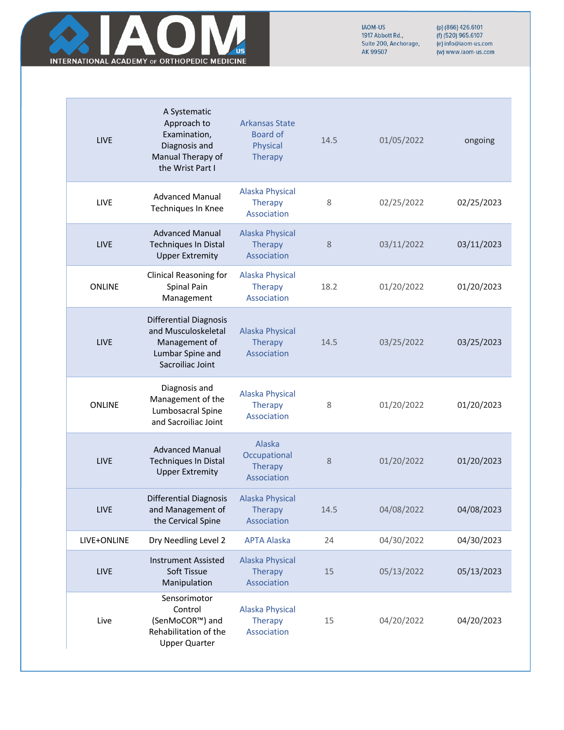| | | | | | |
|---|---|---|---|---|---|
| LIVE | A Systematic Approach to Examination, Diagnosis and Manual Therapy of the Wrist Part I | Arkansas State Board of Physical Therapy | 14.5 | 01/05/2022 | ongoing |
| LIVE | Advanced Manual Techniques In Knee | Alaska Physical Therapy Association | 8 | 02/25/2022 | 02/25/2023 |
| LIVE | Advanced Manual Techniques In Distal Upper Extremity | Alaska Physical Therapy Association | 8 | 03/11/2022 | 03/11/2023 |
| ONLINE | Clinical Reasoning for Spinal Pain Management | Alaska Physical Therapy Association | 18.2 | 01/20/2022 | 01/20/2023 |
| LIVE | Differential Diagnosis and Musculoskeletal Management of Lumbar Spine and Sacroiliac Joint | Alaska Physical Therapy Association | 14.5 | 03/25/2022 | 03/25/2023 |
| ONLINE | Diagnosis and Management of the Lumbosacral Spine and Sacroiliac Joint | Alaska Physical Therapy Association | 8 | 01/20/2022 | 01/20/2023 |
| LIVE | Advanced Manual Techniques In Distal Upper Extremity | Alaska Occupational Therapy Association | 8 | 01/20/2022 | 01/20/2023 |
| LIVE | Differential Diagnosis and Management of the Cervical Spine | Alaska Physical Therapy Association | 14.5 | 04/08/2022 | 04/08/2023 |
| LIVE+ONLINE | Dry Needling Level 2 | APTA Alaska | 24 | 04/30/2022 | 04/30/2023 |
| LIVE | Instrument Assisted Soft Tissue Manipulation | Alaska Physical Therapy Association | 15 | 05/13/2022 | 05/13/2023 |
| Live | Sensorimotor Control (SenMoCOR™) and Rehabilitation of the Upper Quarter | Alaska Physical Therapy Association | 15 | 04/20/2022 | 04/20/2023 |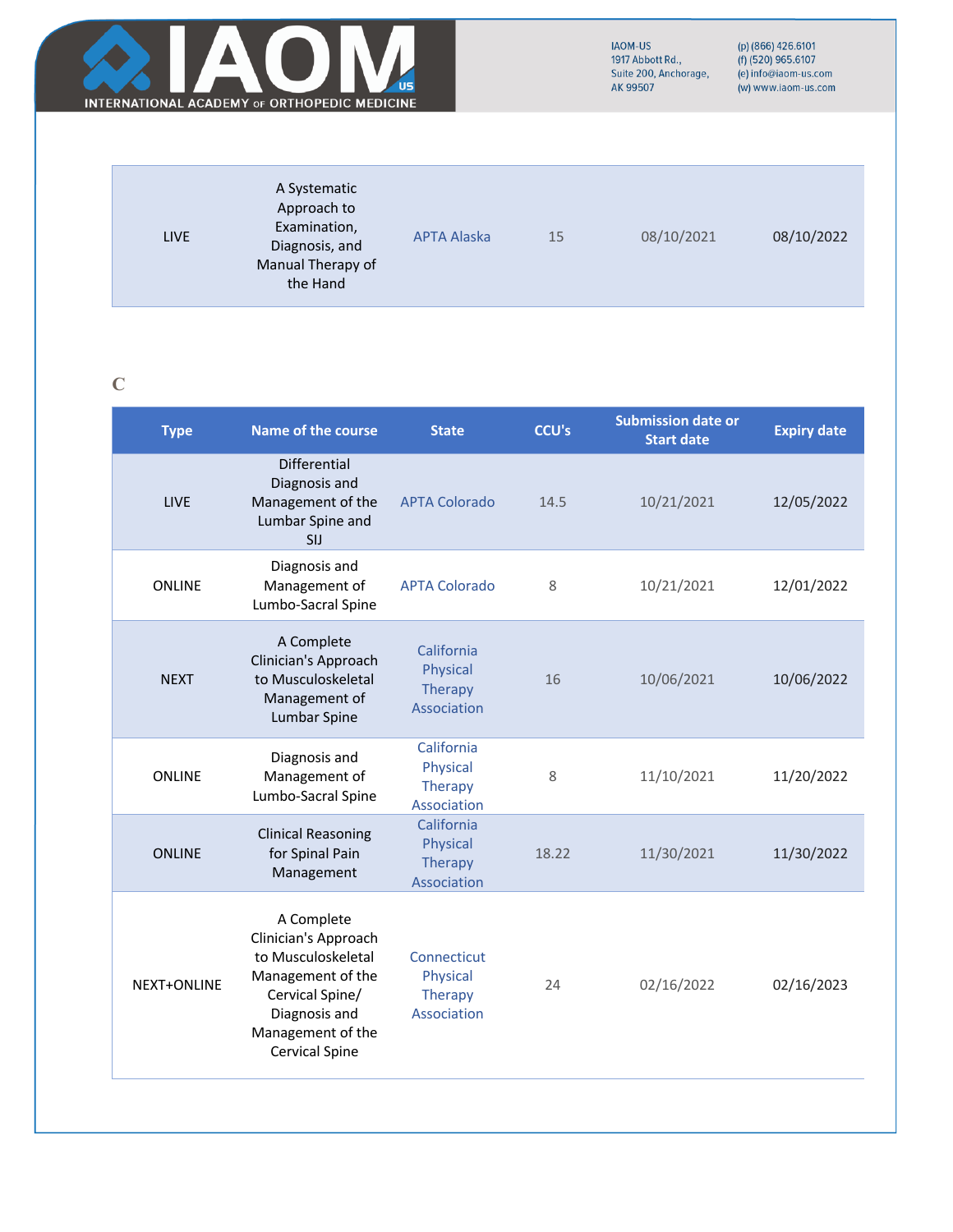| LIVE | A Systematic Approach to Examination, Diagnosis, and Manual Therapy of the Hand | APTA Alaska | 15 | 08/10/2021 | 08/10/2022 |
|---|---|---|---|---|---|

## C

| Type | Name of the course | State | CCU's | Submission date or Start date | Expiry date |
|---|---|---|---|---|---|
| LIVE | Differential Diagnosis and Management of the Lumbar Spine and SIJ | APTA Colorado | 14.5 | 10/21/2021 | 12/05/2022 |
| ONLINE | Diagnosis and Management of Lumbo-Sacral Spine | APTA Colorado | 8 | 10/21/2021 | 12/01/2022 |
| NEXT | A Complete Clinician's Approach to Musculoskeletal Management of Lumbar Spine | California Physical Therapy Association | 16 | 10/06/2021 | 10/06/2022 |
| ONLINE | Diagnosis and Management of Lumbo-Sacral Spine | California Physical Therapy Association | 8 | 11/10/2021 | 11/20/2022 |
| ONLINE | Clinical Reasoning for Spinal Pain Management | California Physical Therapy Association | 18.22 | 11/30/2021 | 11/30/2022 |
| NEXT+ONLINE | A Complete Clinician's Approach to Musculoskeletal Management of the Cervical Spine/ Diagnosis and Management of the Cervical Spine | Connecticut Physical Therapy Association | 24 | 02/16/2022 | 02/16/2023 |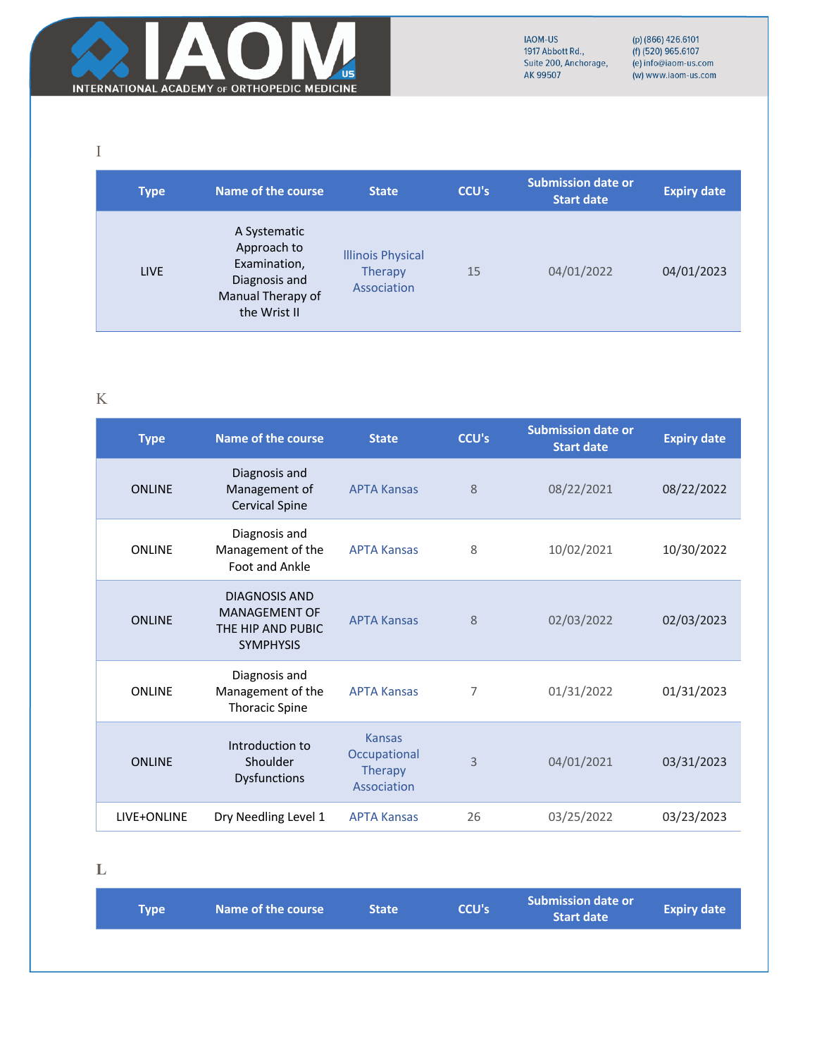## I

| Type | Name of the course | State | CCU's | Submission date or Start date | Expiry date |
|---|---|---|---|---|---|
| LIVE | A Systematic Approach to Examination, Diagnosis and Manual Therapy of the Wrist II | Illinois Physical Therapy Association | 15 | 04/01/2022 | 04/01/2023 |

## K

| Type | Name of the course | State | CCU's | Submission date or Start date | Expiry date |
|---|---|---|---|---|---|
| ONLINE | Diagnosis and Management of Cervical Spine | APTA Kansas | 8 | 08/22/2021 | 08/22/2022 |
| ONLINE | Diagnosis and Management of the Foot and Ankle | APTA Kansas | 8 | 10/02/2021 | 10/30/2022 |
| ONLINE | DIAGNOSIS AND MANAGEMENT OF THE HIP AND PUBIC SYMPHYSIS | APTA Kansas | 8 | 02/03/2022 | 02/03/2023 |
| ONLINE | Diagnosis and Management of the Thoracic Spine | APTA Kansas | 7 | 01/31/2022 | 01/31/2023 |
| ONLINE | Introduction to Shoulder Dysfunctions | Kansas Occupational Therapy Association | 3 | 04/01/2021 | 03/31/2023 |
| LIVE+ONLINE | Dry Needling Level 1 | APTA Kansas | 26 | 03/25/2022 | 03/23/2023 |

## L

| Type | Name of the course | State | CCU's | Submission date or Start date | Expiry date |
|---|---|---|---|---|---|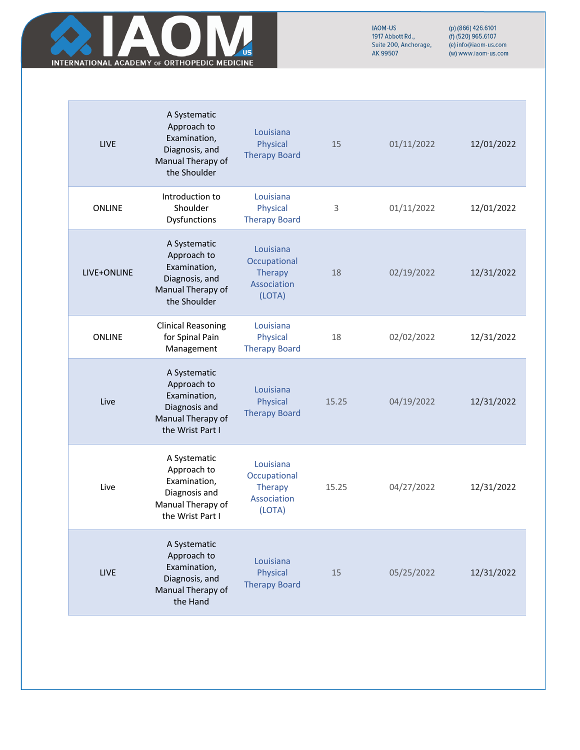| | | | | | |
|---|---|---|---|---|---|
| LIVE | A Systematic Approach to Examination, Diagnosis, and Manual Therapy of the Shoulder | Louisiana Physical Therapy Board | 15 | 01/11/2022 | 12/01/2022 |
| ONLINE | Introduction to Shoulder Dysfunctions | Louisiana Physical Therapy Board | 3 | 01/11/2022 | 12/01/2022 |
| LIVE+ONLINE | A Systematic Approach to Examination, Diagnosis, and Manual Therapy of the Shoulder | Louisiana Occupational Therapy Association (LOTA) | 18 | 02/19/2022 | 12/31/2022 |
| ONLINE | Clinical Reasoning for Spinal Pain Management | Louisiana Physical Therapy Board | 18 | 02/02/2022 | 12/31/2022 |
| Live | A Systematic Approach to Examination, Diagnosis and Manual Therapy of the Wrist Part I | Louisiana Physical Therapy Board | 15.25 | 04/19/2022 | 12/31/2022 |
| Live | A Systematic Approach to Examination, Diagnosis and Manual Therapy of the Wrist Part I | Louisiana Occupational Therapy Association (LOTA) | 15.25 | 04/27/2022 | 12/31/2022 |
| LIVE | A Systematic Approach to Examination, Diagnosis, and Manual Therapy of the Hand | Louisiana Physical Therapy Board | 15 | 05/25/2022 | 12/31/2022 |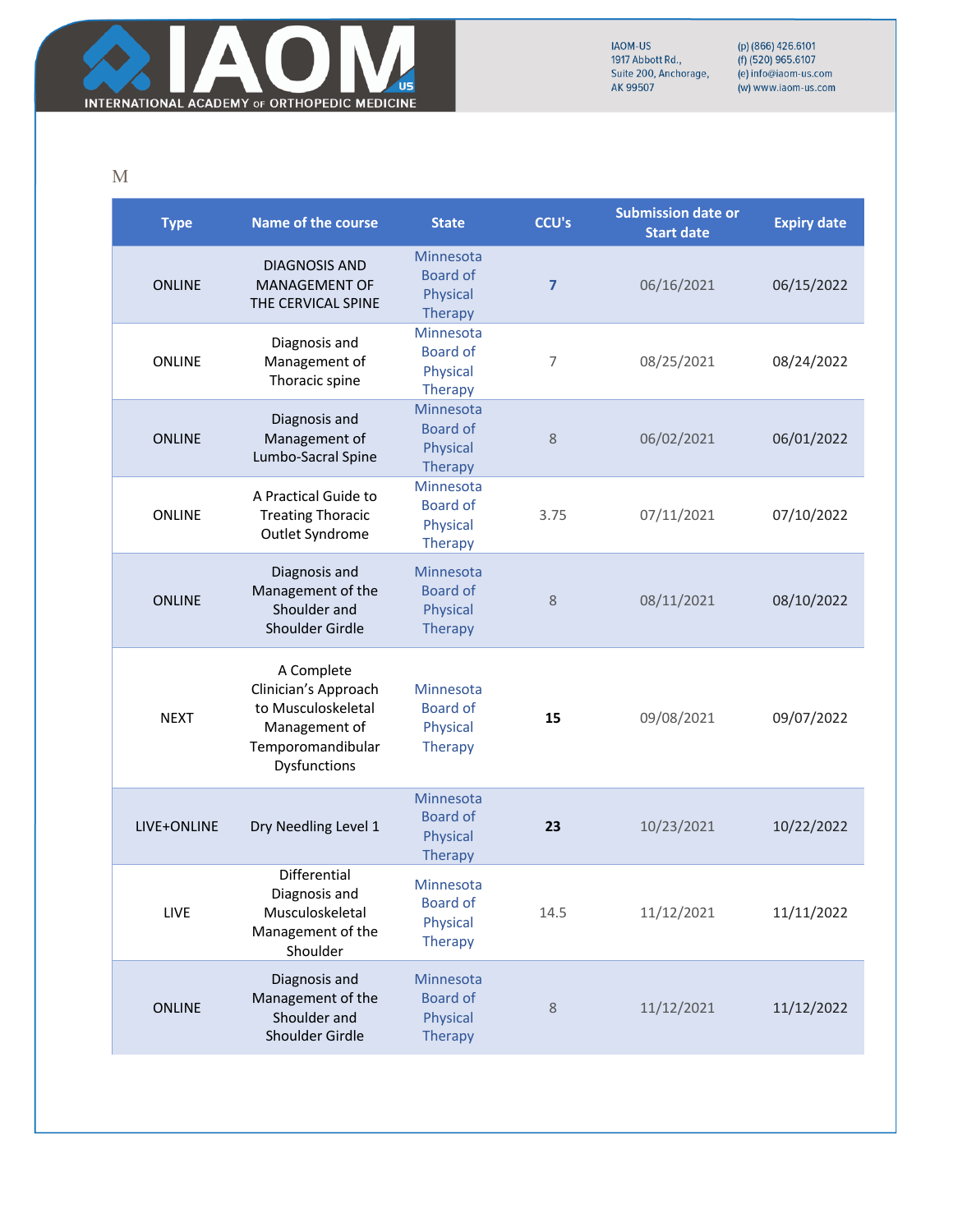M

| Type | Name of the course | State | CCU's | Submission date or Start date | Expiry date |
| --- | --- | --- | --- | --- | --- |
| ONLINE | DIAGNOSIS AND MANAGEMENT OF THE CERVICAL SPINE | Minnesota Board of Physical Therapy | **7** | 06/16/2021 | 06/15/2022 |
| ONLINE | Diagnosis and Management of Thoracic spine | Minnesota Board of Physical Therapy | 7 | 08/25/2021 | 08/24/2022 |
| ONLINE | Diagnosis and Management of Lumbo-Sacral Spine | Minnesota Board of Physical Therapy | 8 | 06/02/2021 | 06/01/2022 |
| ONLINE | A Practical Guide to Treating Thoracic Outlet Syndrome | Minnesota Board of Physical Therapy | 3.75 | 07/11/2021 | 07/10/2022 |
| ONLINE | Diagnosis and Management of the Shoulder and Shoulder Girdle | Minnesota Board of Physical Therapy | 8 | 08/11/2021 | 08/10/2022 |
| NEXT | A Complete Clinician's Approach to Musculoskeletal Management of Temporomandibular Dysfunctions | Minnesota Board of Physical Therapy | **15** | 09/08/2021 | 09/07/2022 |
| LIVE+ONLINE | Dry Needling Level 1 | Minnesota Board of Physical Therapy | **23** | 10/23/2021 | 10/22/2022 |
| LIVE | Differential Diagnosis and Musculoskeletal Management of the Shoulder | Minnesota Board of Physical Therapy | 14.5 | 11/12/2021 | 11/11/2022 |
| ONLINE | Diagnosis and Management of the Shoulder and Shoulder Girdle | Minnesota Board of Physical Therapy | 8 | 11/12/2021 | 11/12/2022 |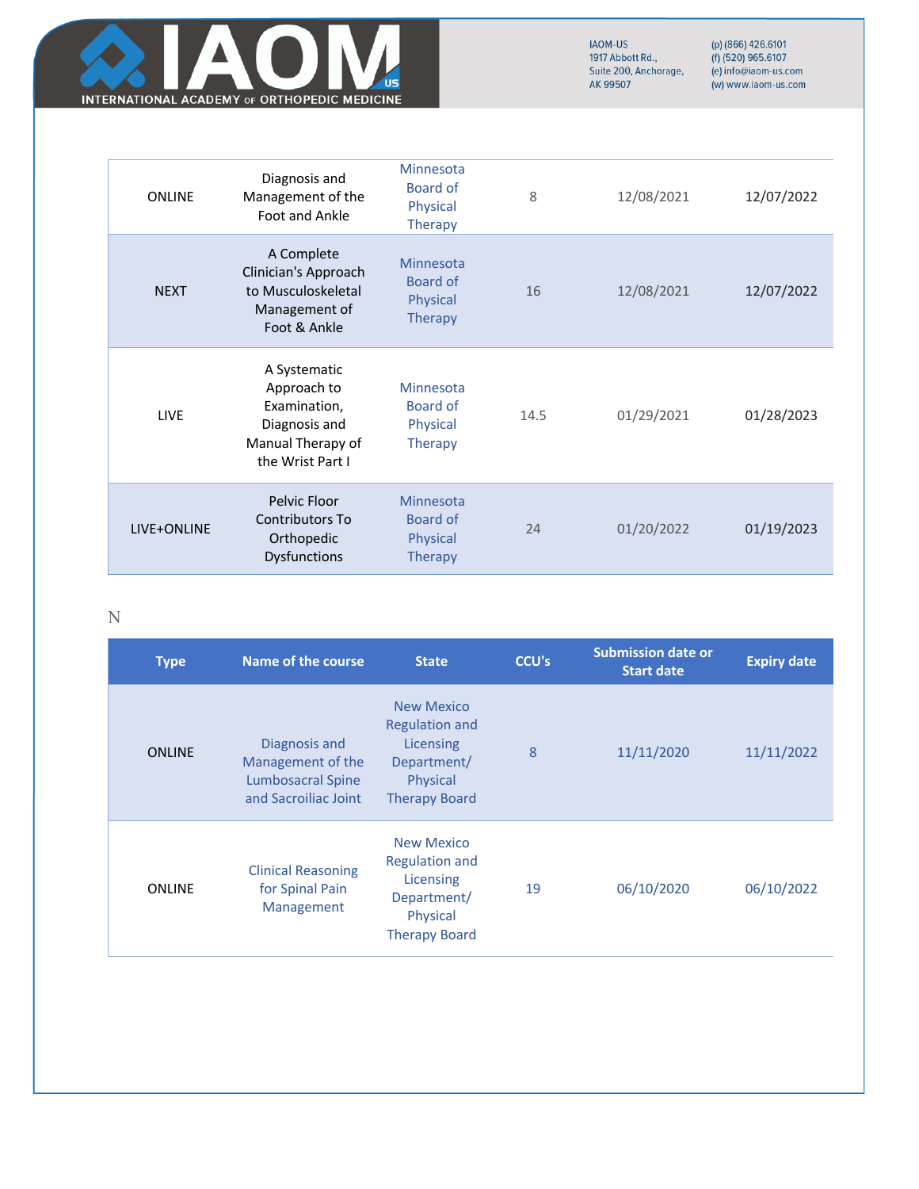| | | | | | |
|---|---|---|---|---|---|
| ONLINE | Diagnosis and Management of the Foot and Ankle | Minnesota Board of Physical Therapy | 8 | 12/08/2021 | 12/07/2022 |
| NEXT | A Complete Clinician's Approach to Musculoskeletal Management of Foot & Ankle | Minnesota Board of Physical Therapy | 16 | 12/08/2021 | 12/07/2022 |
| LIVE | A Systematic Approach to Examination, Diagnosis and Manual Therapy of the Wrist Part I | Minnesota Board of Physical Therapy | 14.5 | 01/29/2021 | 01/28/2023 |
| LIVE+ONLINE | Pelvic Floor Contributors To Orthopedic Dysfunctions | Minnesota Board of Physical Therapy | 24 | 01/20/2022 | 01/19/2023 |

N

| Type | Name of the course | State | CCU's | Submission date or Start date | Expiry date |
|---|---|---|---|---|---|
| ONLINE | Diagnosis and Management of the Lumbosacral Spine and Sacroiliac Joint | New Mexico Regulation and Licensing Department/ Physical Therapy Board | 8 | 11/11/2020 | 11/11/2022 |
| ONLINE | Clinical Reasoning for Spinal Pain Management | New Mexico Regulation and Licensing Department/ Physical Therapy Board | 19 | 06/10/2020 | 06/10/2022 |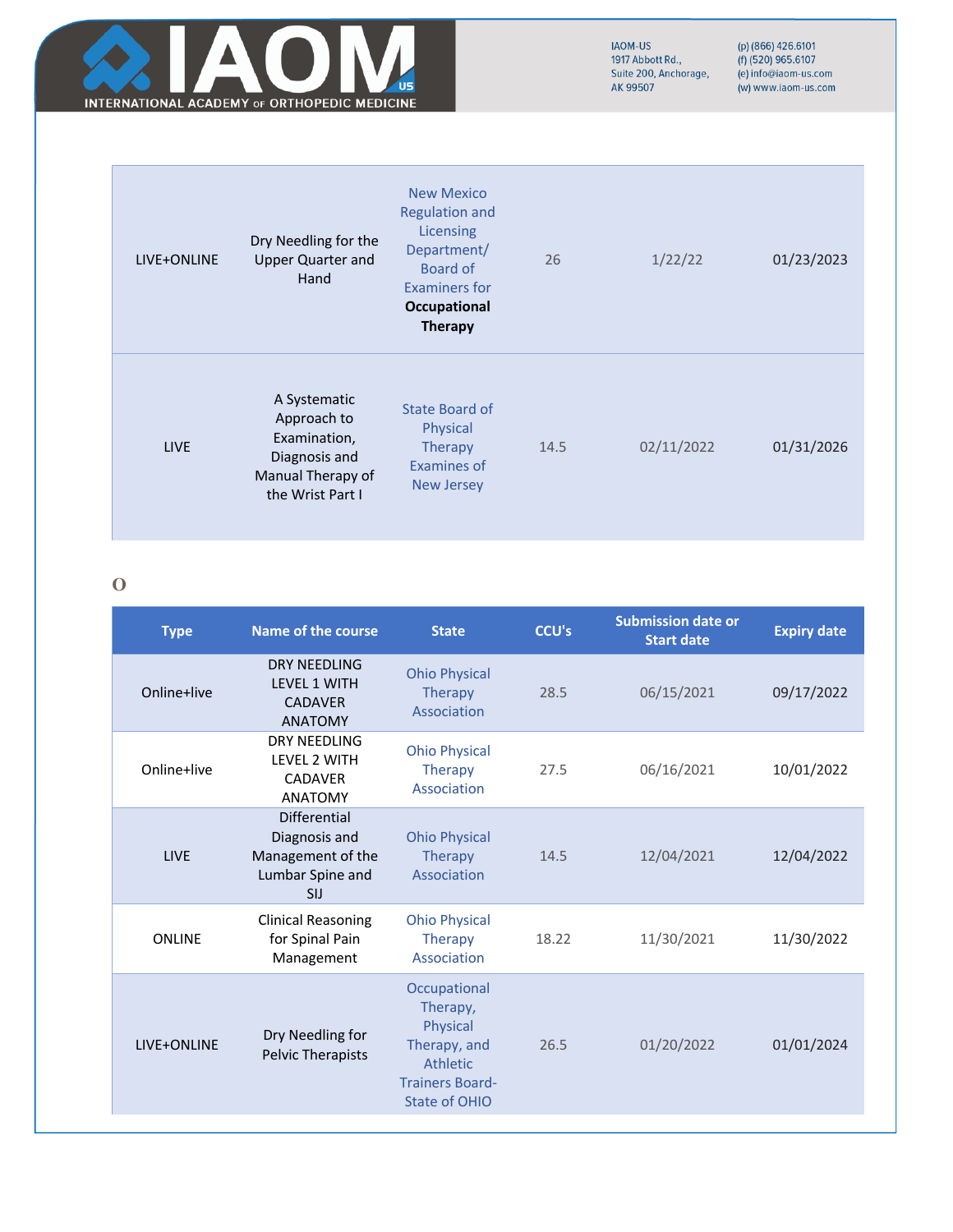| | | | | | |
|---|---|---|---|---|---|
| LIVE+ONLINE | Dry Needling for the Upper Quarter and Hand | New Mexico Regulation and Licensing Department/ Board of Examiners for **Occupational Therapy** | 26 | 1/22/22 | 01/23/2023 |
| LIVE | A Systematic Approach to Examination, Diagnosis and Manual Therapy of the Wrist Part I | State Board of Physical Therapy Examines of New Jersey | 14.5 | 02/11/2022 | 01/31/2026 |

# O

| Type | Name of the course | State | CCU's | Submission date or Start date | Expiry date |
|---|---|---|---|---|---|
| Online+live | DRY NEEDLING LEVEL 1 WITH CADAVER ANATOMY | Ohio Physical Therapy Association | 28.5 | 06/15/2021 | 09/17/2022 |
| Online+live | DRY NEEDLING LEVEL 2 WITH CADAVER ANATOMY | Ohio Physical Therapy Association | 27.5 | 06/16/2021 | 10/01/2022 |
| LIVE | Differential Diagnosis and Management of the Lumbar Spine and SIJ | Ohio Physical Therapy Association | 14.5 | 12/04/2021 | 12/04/2022 |
| ONLINE | Clinical Reasoning for Spinal Pain Management | Ohio Physical Therapy Association | 18.22 | 11/30/2021 | 11/30/2022 |
| LIVE+ONLINE | Dry Needling for Pelvic Therapists | Occupational Therapy, Physical Therapy, and Athletic Trainers Board-State of OHIO | 26.5 | 01/20/2022 | 01/01/2024 |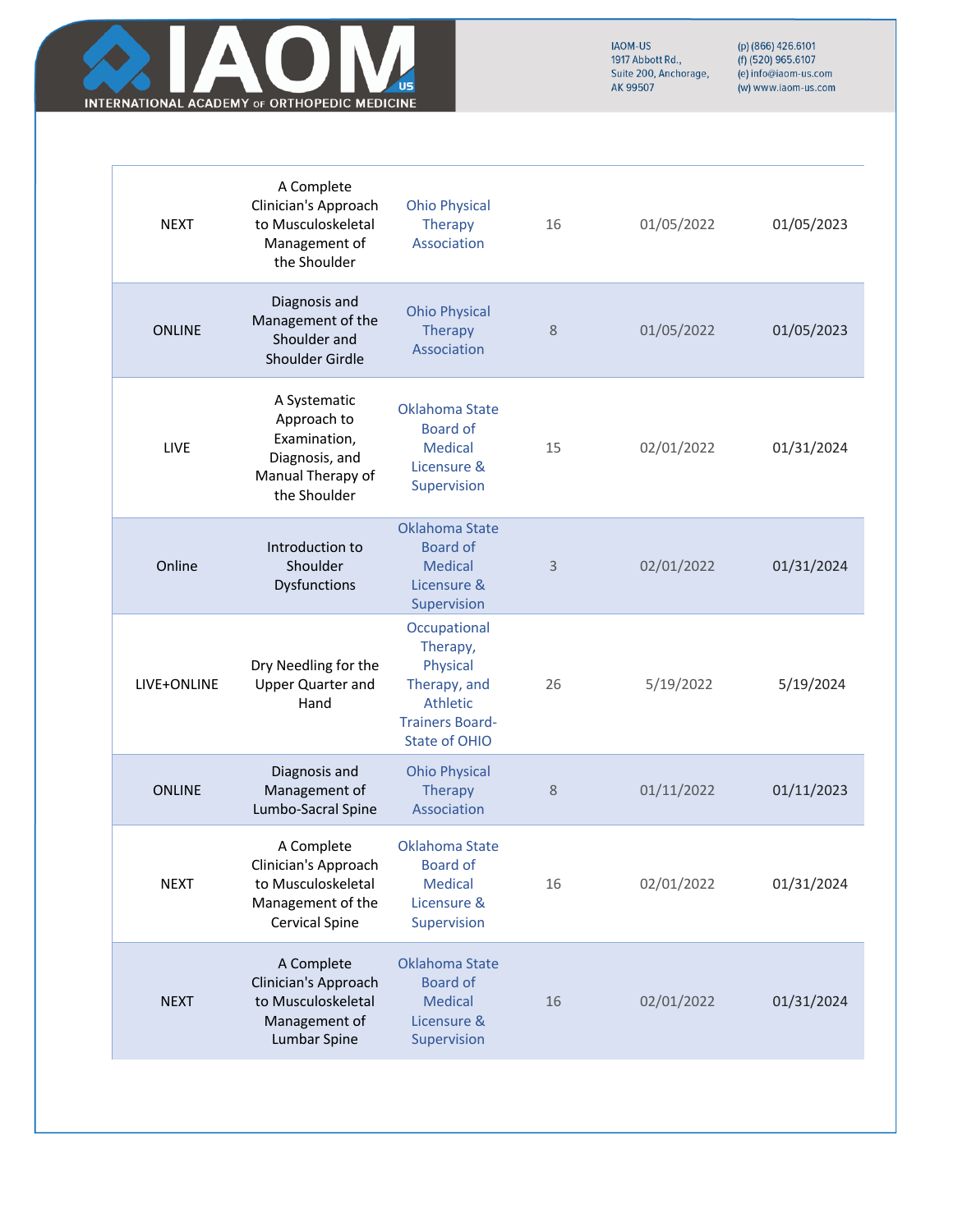| | | | | | |
|---|---|---|---|---|---|
| NEXT | A Complete Clinician's Approach to Musculoskeletal Management of the Shoulder | Ohio Physical Therapy Association | 16 | 01/05/2022 | 01/05/2023 |
| ONLINE | Diagnosis and Management of the Shoulder and Shoulder Girdle | Ohio Physical Therapy Association | 8 | 01/05/2022 | 01/05/2023 |
| LIVE | A Systematic Approach to Examination, Diagnosis, and Manual Therapy of the Shoulder | Oklahoma State Board of Medical Licensure & Supervision | 15 | 02/01/2022 | 01/31/2024 |
| Online | Introduction to Shoulder Dysfunctions | Oklahoma State Board of Medical Licensure & Supervision | 3 | 02/01/2022 | 01/31/2024 |
| LIVE+ONLINE | Dry Needling for the Upper Quarter and Hand | Occupational Therapy, Physical Therapy, and Athletic Trainers Board-State of OHIO | 26 | 5/19/2022 | 5/19/2024 |
| ONLINE | Diagnosis and Management of Lumbo-Sacral Spine | Ohio Physical Therapy Association | 8 | 01/11/2022 | 01/11/2023 |
| NEXT | A Complete Clinician's Approach to Musculoskeletal Management of the Cervical Spine | Oklahoma State Board of Medical Licensure & Supervision | 16 | 02/01/2022 | 01/31/2024 |
| NEXT | A Complete Clinician's Approach to Musculoskeletal Management of Lumbar Spine | Oklahoma State Board of Medical Licensure & Supervision | 16 | 02/01/2022 | 01/31/2024 |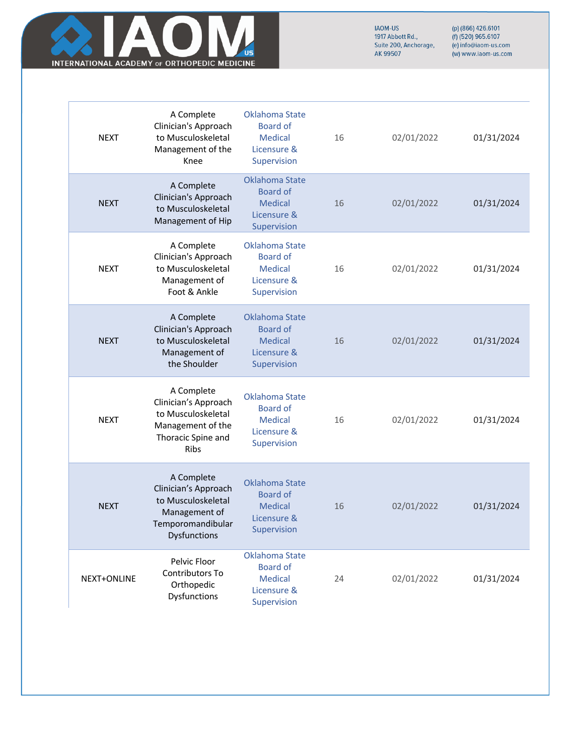| | | | | | |
|---|---|---|---|---|---|
| NEXT | A Complete Clinician's Approach to Musculoskeletal Management of the Knee | Oklahoma State Board of Medical Licensure & Supervision | 16 | 02/01/2022 | 01/31/2024 |
| NEXT | A Complete Clinician's Approach to Musculoskeletal Management of Hip | Oklahoma State Board of Medical Licensure & Supervision | 16 | 02/01/2022 | 01/31/2024 |
| NEXT | A Complete Clinician's Approach to Musculoskeletal Management of Foot & Ankle | Oklahoma State Board of Medical Licensure & Supervision | 16 | 02/01/2022 | 01/31/2024 |
| NEXT | A Complete Clinician's Approach to Musculoskeletal Management of the Shoulder | Oklahoma State Board of Medical Licensure & Supervision | 16 | 02/01/2022 | 01/31/2024 |
| NEXT | A Complete Clinician's Approach to Musculoskeletal Management of the Thoracic Spine and Ribs | Oklahoma State Board of Medical Licensure & Supervision | 16 | 02/01/2022 | 01/31/2024 |
| NEXT | A Complete Clinician's Approach to Musculoskeletal Management of Temporomandibular Dysfunctions | Oklahoma State Board of Medical Licensure & Supervision | 16 | 02/01/2022 | 01/31/2024 |
| NEXT+ONLINE | Pelvic Floor Contributors To Orthopedic Dysfunctions | Oklahoma State Board of Medical Licensure & Supervision | 24 | 02/01/2022 | 01/31/2024 |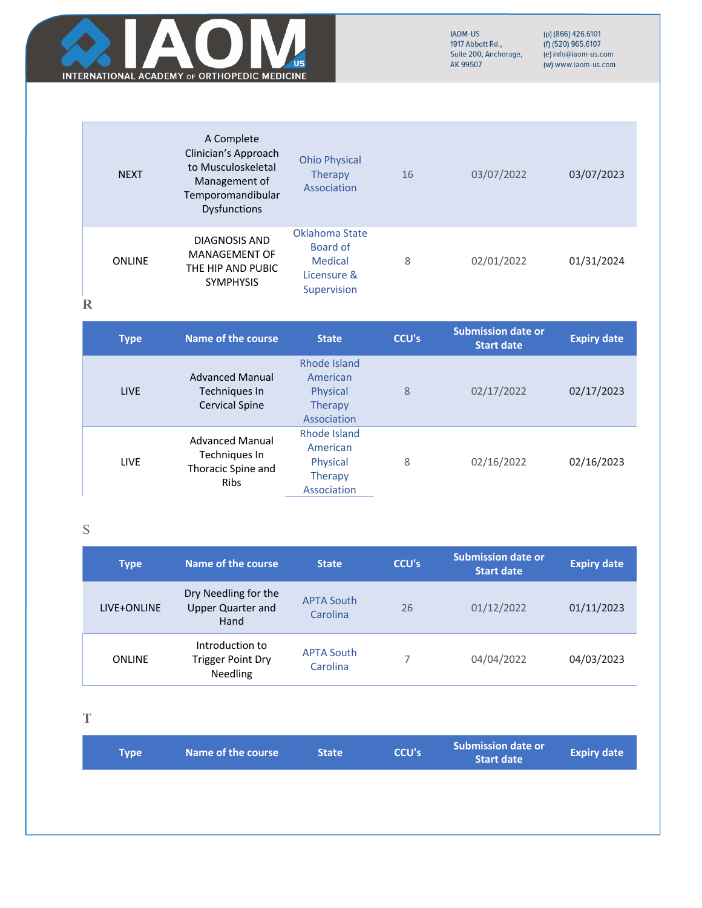| NEXT | A Complete Clinician's Approach to Musculoskeletal Management of Temporomandibular Dysfunctions | Ohio Physical Therapy Association | 16 | 03/07/2022 | 03/07/2023 |
|---|---|---|---|---|---|
| ONLINE | DIAGNOSIS AND MANAGEMENT OF THE HIP AND PUBIC SYMPHYSIS | Oklahoma State Board of Medical Licensure & Supervision | 8 | 02/01/2022 | 01/31/2024 |

R

| Type | Name of the course | State | CCU's | Submission date or Start date | Expiry date |
|---|---|---|---|---|---|
| LIVE | Advanced Manual Techniques In Cervical Spine | Rhode Island American Physical Therapy Association | 8 | 02/17/2022 | 02/17/2023 |
| LIVE | Advanced Manual Techniques In Thoracic Spine and Ribs | Rhode Island American Physical Therapy Association | 8 | 02/16/2022 | 02/16/2023 |

S

| Type | Name of the course | State | CCU's | Submission date or Start date | Expiry date |
|---|---|---|---|---|---|
| LIVE+ONLINE | Dry Needling for the Upper Quarter and Hand | APTA South Carolina | 26 | 01/12/2022 | 01/11/2023 |
| ONLINE | Introduction to Trigger Point Dry Needling | APTA South Carolina | 7 | 04/04/2022 | 04/03/2023 |

T

| Type | Name of the course | State | CCU's | Submission date or Start date | Expiry date |
|---|---|---|---|---|---|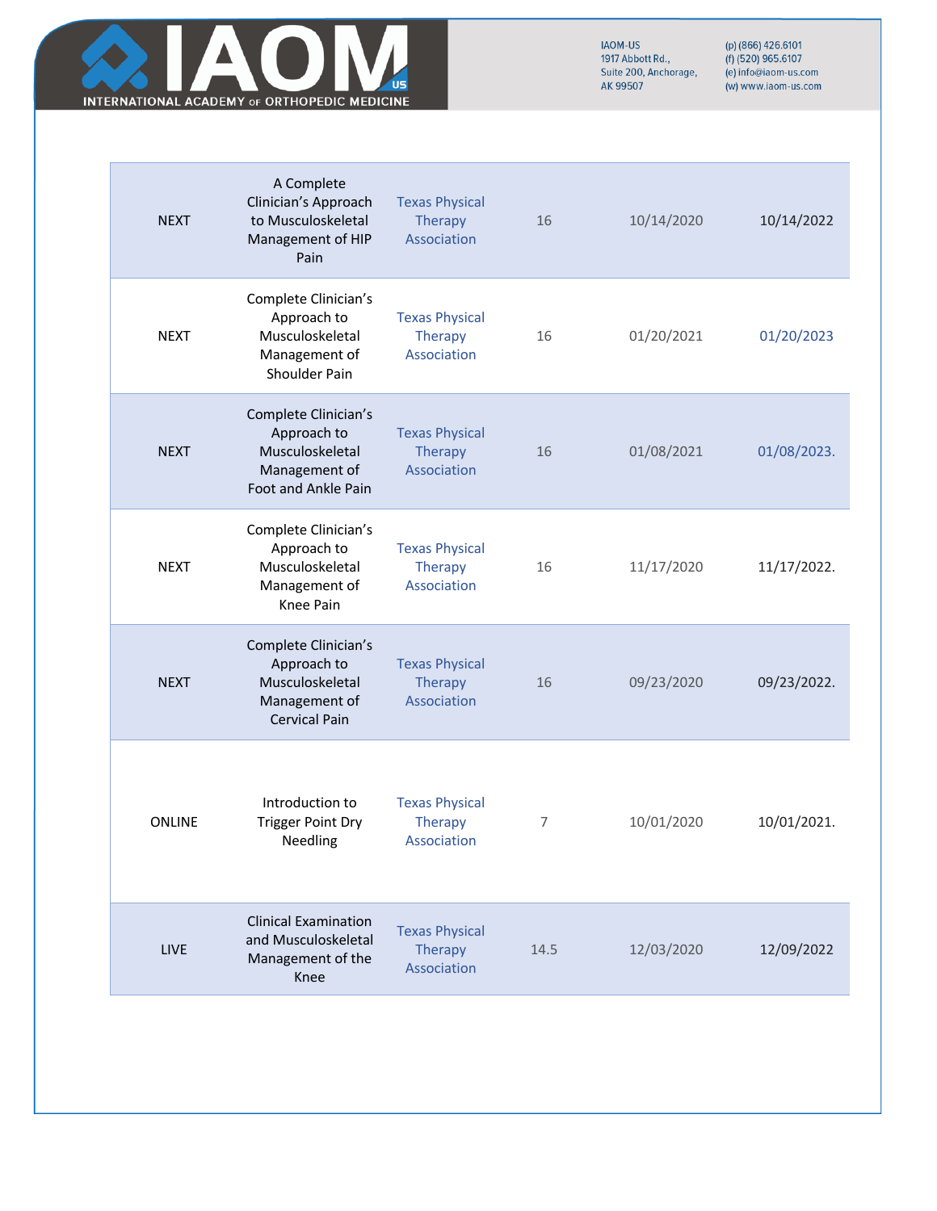| | | | | | |
|---|---|---|---|---|---|
| NEXT | A Complete Clinician's Approach to Musculoskeletal Management of HIP Pain | Texas Physical Therapy Association | 16 | 10/14/2020 | 10/14/2022 |
| NEXT | Complete Clinician's Approach to Musculoskeletal Management of Shoulder Pain | Texas Physical Therapy Association | 16 | 01/20/2021 | 01/20/2023 |
| NEXT | Complete Clinician's Approach to Musculoskeletal Management of Foot and Ankle Pain | Texas Physical Therapy Association | 16 | 01/08/2021 | 01/08/2023. |
| NEXT | Complete Clinician's Approach to Musculoskeletal Management of Knee Pain | Texas Physical Therapy Association | 16 | 11/17/2020 | 11/17/2022. |
| NEXT | Complete Clinician's Approach to Musculoskeletal Management of Cervical Pain | Texas Physical Therapy Association | 16 | 09/23/2020 | 09/23/2022. |
| ONLINE | Introduction to Trigger Point Dry Needling | Texas Physical Therapy Association | 7 | 10/01/2020 | 10/01/2021. |
| LIVE | Clinical Examination and Musculoskeletal Management of the Knee | Texas Physical Therapy Association | 14.5 | 12/03/2020 | 12/09/2022 |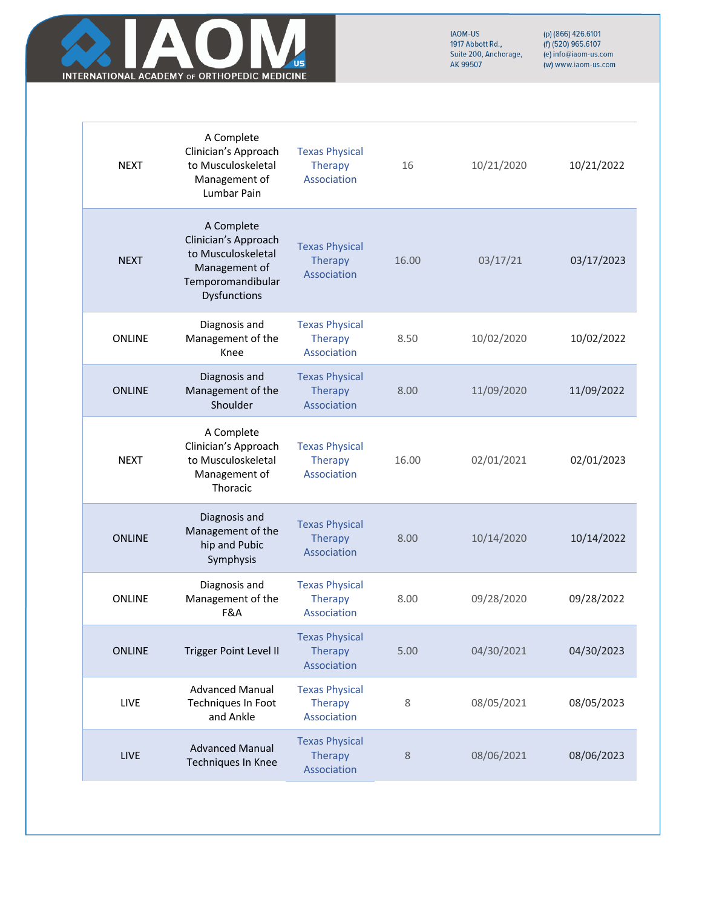| | | | | | |
|---|---|---|---|---|---|
| NEXT | A Complete Clinician's Approach to Musculoskeletal Management of Lumbar Pain | Texas Physical Therapy Association | 16 | 10/21/2020 | 10/21/2022 |
| NEXT | A Complete Clinician's Approach to Musculoskeletal Management of Temporomandibular Dysfunctions | Texas Physical Therapy Association | 16.00 | 03/17/21 | 03/17/2023 |
| ONLINE | Diagnosis and Management of the Knee | Texas Physical Therapy Association | 8.50 | 10/02/2020 | 10/02/2022 |
| ONLINE | Diagnosis and Management of the Shoulder | Texas Physical Therapy Association | 8.00 | 11/09/2020 | 11/09/2022 |
| NEXT | A Complete Clinician's Approach to Musculoskeletal Management of Thoracic | Texas Physical Therapy Association | 16.00 | 02/01/2021 | 02/01/2023 |
| ONLINE | Diagnosis and Management of the hip and Pubic Symphysis | Texas Physical Therapy Association | 8.00 | 10/14/2020 | 10/14/2022 |
| ONLINE | Diagnosis and Management of the F&A | Texas Physical Therapy Association | 8.00 | 09/28/2020 | 09/28/2022 |
| ONLINE | Trigger Point Level II | Texas Physical Therapy Association | 5.00 | 04/30/2021 | 04/30/2023 |
| LIVE | Advanced Manual Techniques In Foot and Ankle | Texas Physical Therapy Association | 8 | 08/05/2021 | 08/05/2023 |
| LIVE | Advanced Manual Techniques In Knee | Texas Physical Therapy Association | 8 | 08/06/2021 | 08/06/2023 |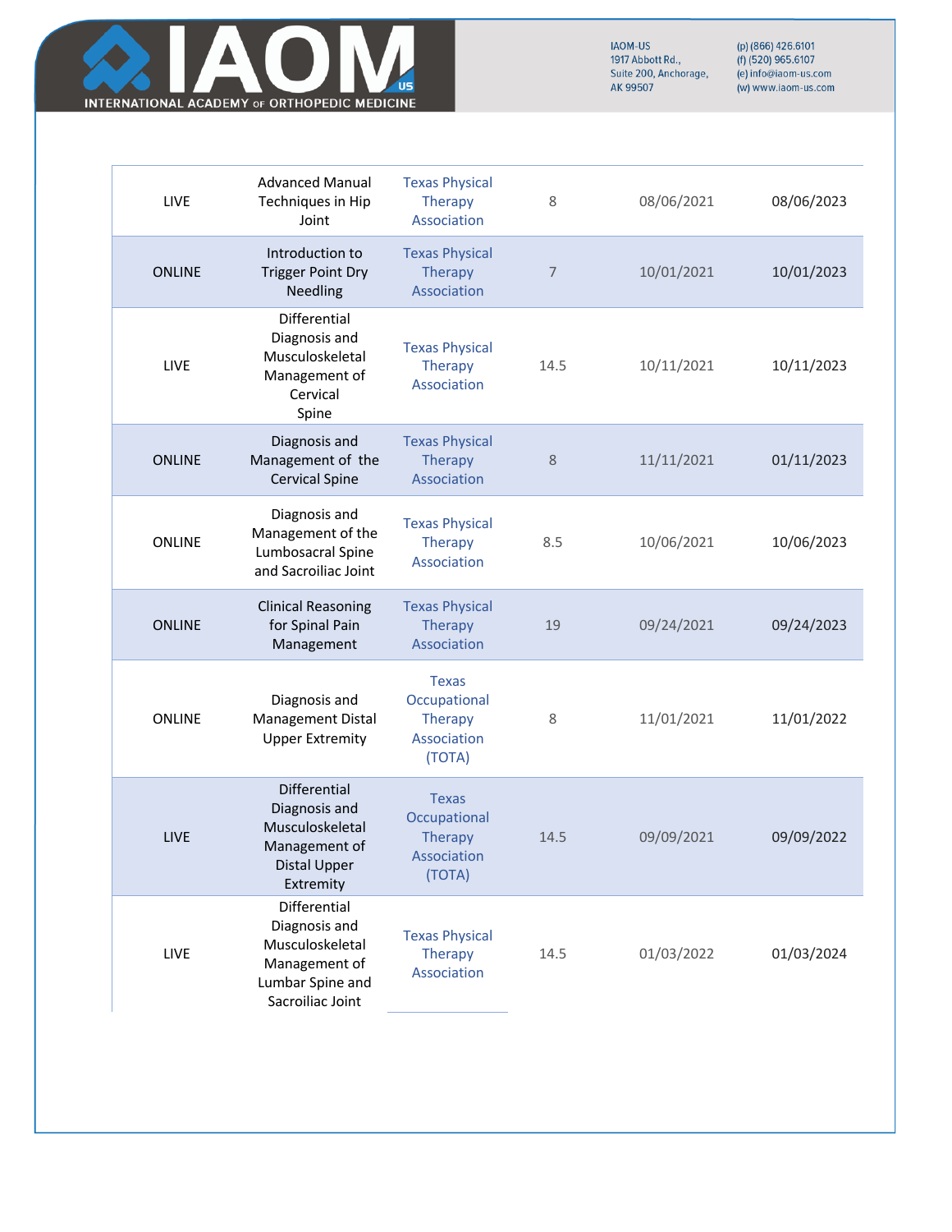| LIVE | Advanced Manual Techniques in Hip Joint | Texas Physical Therapy Association | 8 | 08/06/2021 | 08/06/2023 |
|---|---|---|---|---|---|
| ONLINE | Introduction to Trigger Point Dry Needling | Texas Physical Therapy Association | 7 | 10/01/2021 | 10/01/2023 |
| LIVE | Differential Diagnosis and Musculoskeletal Management of Cervical Spine | Texas Physical Therapy Association | 14.5 | 10/11/2021 | 10/11/2023 |
| ONLINE | Diagnosis and Management of the Cervical Spine | Texas Physical Therapy Association | 8 | 11/11/2021 | 01/11/2023 |
| ONLINE | Diagnosis and Management of the Lumbosacral Spine and Sacroiliac Joint | Texas Physical Therapy Association | 8.5 | 10/06/2021 | 10/06/2023 |
| ONLINE | Clinical Reasoning for Spinal Pain Management | Texas Physical Therapy Association | 19 | 09/24/2021 | 09/24/2023 |
| ONLINE | Diagnosis and Management Distal Upper Extremity | Texas Occupational Therapy Association (TOTA) | 8 | 11/01/2021 | 11/01/2022 |
| LIVE | Differential Diagnosis and Musculoskeletal Management of Distal Upper Extremity | Texas Occupational Therapy Association (TOTA) | 14.5 | 09/09/2021 | 09/09/2022 |
| LIVE | Differential Diagnosis and Musculoskeletal Management of Lumbar Spine and Sacroiliac Joint | Texas Physical Therapy Association | 14.5 | 01/03/2022 | 01/03/2024 |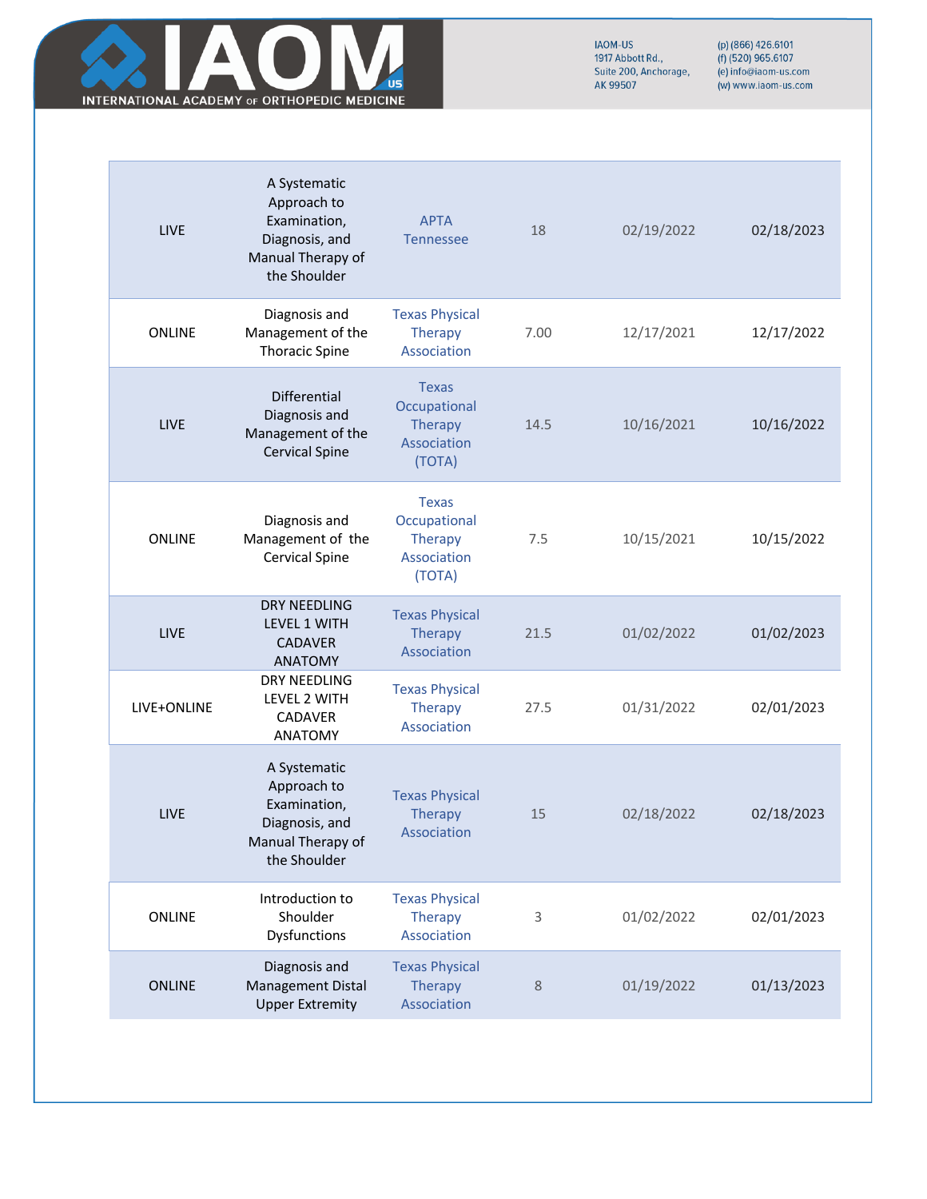| LIVE | A Systematic Approach to Examination, Diagnosis, and Manual Therapy of the Shoulder | APTA Tennessee | 18 | 02/19/2022 | 02/18/2023 |
|---|---|---|---|---|---|
| ONLINE | Diagnosis and Management of the Thoracic Spine | Texas Physical Therapy Association | 7.00 | 12/17/2021 | 12/17/2022 |
| LIVE | Differential Diagnosis and Management of the Cervical Spine | Texas Occupational Therapy Association (TOTA) | 14.5 | 10/16/2021 | 10/16/2022 |
| ONLINE | Diagnosis and Management of the Cervical Spine | Texas Occupational Therapy Association (TOTA) | 7.5 | 10/15/2021 | 10/15/2022 |
| LIVE | DRY NEEDLING LEVEL 1 WITH CADAVER ANATOMY | Texas Physical Therapy Association | 21.5 | 01/02/2022 | 01/02/2023 |
| LIVE+ONLINE | DRY NEEDLING LEVEL 2 WITH CADAVER ANATOMY | Texas Physical Therapy Association | 27.5 | 01/31/2022 | 02/01/2023 |
| LIVE | A Systematic Approach to Examination, Diagnosis, and Manual Therapy of the Shoulder | Texas Physical Therapy Association | 15 | 02/18/2022 | 02/18/2023 |
| ONLINE | Introduction to Shoulder Dysfunctions | Texas Physical Therapy Association | 3 | 01/02/2022 | 02/01/2023 |
| ONLINE | Diagnosis and Management Distal Upper Extremity | Texas Physical Therapy Association | 8 | 01/19/2022 | 01/13/2023 |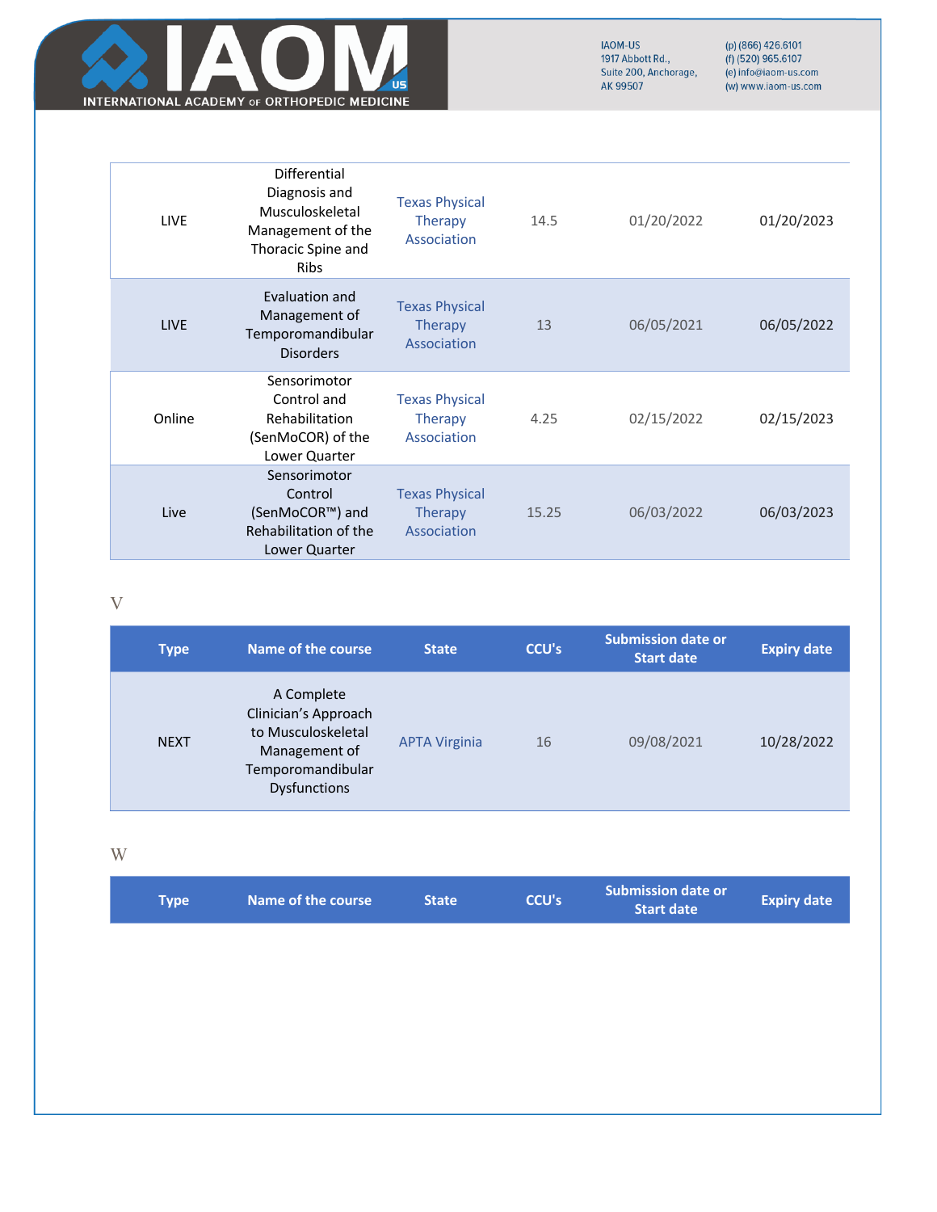| LIVE | Differential Diagnosis and Musculoskeletal Management of the Thoracic Spine and Ribs | Texas Physical Therapy Association | 14.5 | 01/20/2022 | 01/20/2023 |
|---|---|---|---|---|---|
| LIVE | Evaluation and Management of Temporomandibular Disorders | Texas Physical Therapy Association | 13 | 06/05/2021 | 06/05/2022 |
| Online | Sensorimotor Control and Rehabilitation (SenMoCOR) of the Lower Quarter | Texas Physical Therapy Association | 4.25 | 02/15/2022 | 02/15/2023 |
| Live | Sensorimotor Control (SenMoCOR™) and Rehabilitation of the Lower Quarter | Texas Physical Therapy Association | 15.25 | 06/03/2022 | 06/03/2023 |

V

| Type | Name of the course | State | CCU's | Submission date or Start date | Expiry date |
|---|---|---|---|---|---|
| NEXT | A Complete Clinician's Approach to Musculoskeletal Management of Temporomandibular Dysfunctions | APTA Virginia | 16 | 09/08/2021 | 10/28/2022 |

W

| Type | Name of the course | State | CCU's | Submission date or Start date | Expiry date |
|---|---|---|---|---|---|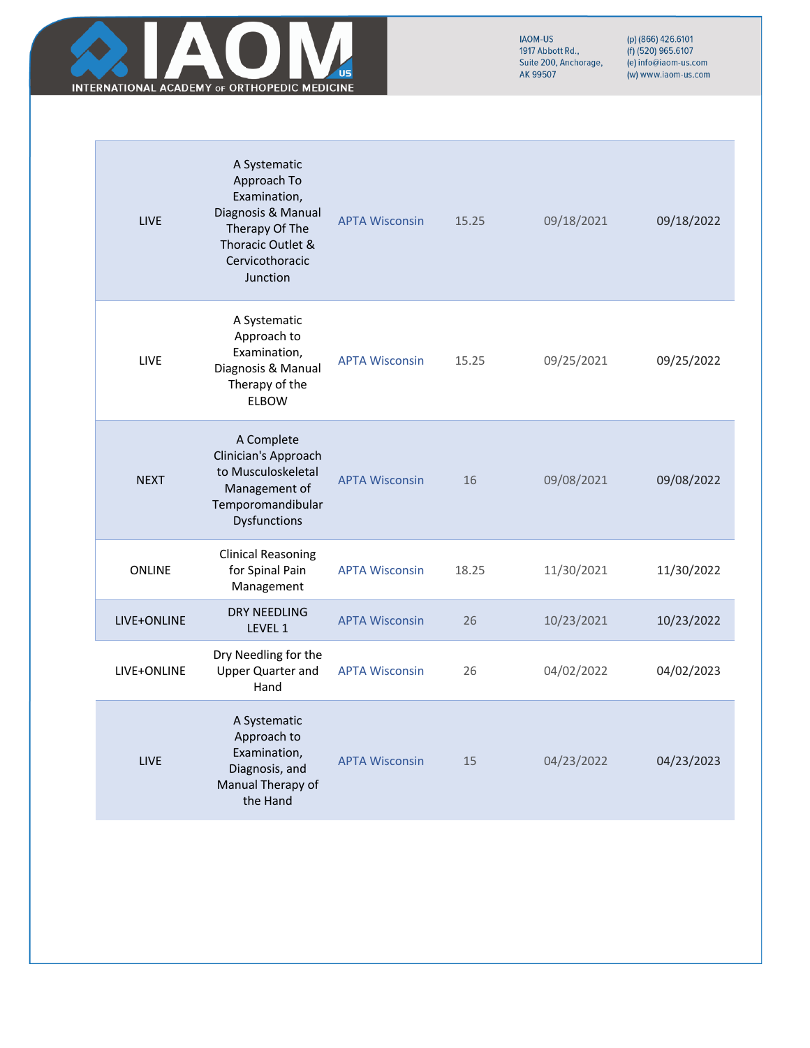| | | | | | |
|---|---|---|---|---|---|
| LIVE | A Systematic Approach To Examination, Diagnosis & Manual Therapy Of The Thoracic Outlet & Cervicothoracic Junction | APTA Wisconsin | 15.25 | 09/18/2021 | 09/18/2022 |
| LIVE | A Systematic Approach to Examination, Diagnosis & Manual Therapy of the ELBOW | APTA Wisconsin | 15.25 | 09/25/2021 | 09/25/2022 |
| NEXT | A Complete Clinician's Approach to Musculoskeletal Management of Temporomandibular Dysfunctions | APTA Wisconsin | 16 | 09/08/2021 | 09/08/2022 |
| ONLINE | Clinical Reasoning for Spinal Pain Management | APTA Wisconsin | 18.25 | 11/30/2021 | 11/30/2022 |
| LIVE+ONLINE | DRY NEEDLING LEVEL 1 | APTA Wisconsin | 26 | 10/23/2021 | 10/23/2022 |
| LIVE+ONLINE | Dry Needling for the Upper Quarter and Hand | APTA Wisconsin | 26 | 04/02/2022 | 04/02/2023 |
| LIVE | A Systematic Approach to Examination, Diagnosis, and Manual Therapy of the Hand | APTA Wisconsin | 15 | 04/23/2022 | 04/23/2023 |